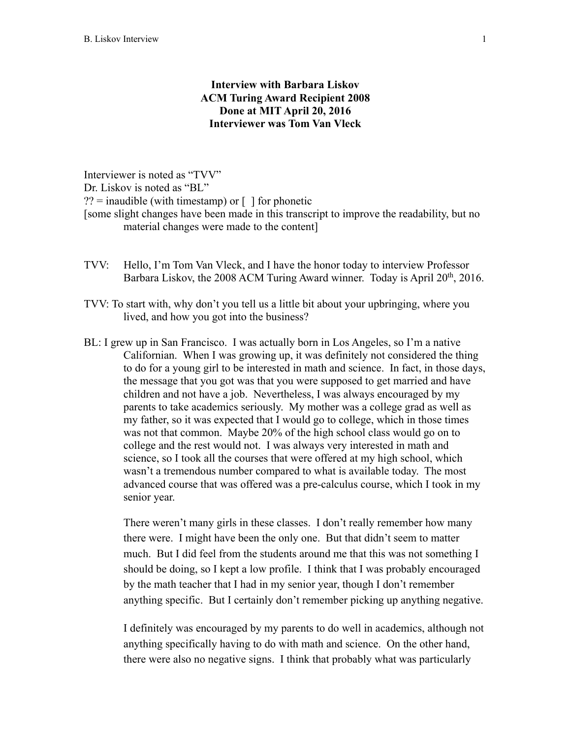**Interview with Barbara Liskov**
**ACM Turing Award Recipient 2008**
**Done at MIT April 20, 2016**
**Interviewer was Tom Van Vleck**

Interviewer is noted as "TVV"
Dr. Liskov is noted as "BL"
?? = inaudible (with timestamp) or [ ] for phonetic
[some slight changes have been made in this transcript to improve the readability, but no material changes were made to the content]

TVV: Hello, I'm Tom Van Vleck, and I have the honor today to interview Professor Barbara Liskov, the 2008 ACM Turing Award winner. Today is April 20th, 2016.

TVV: To start with, why don't you tell us a little bit about your upbringing, where you lived, and how you got into the business?

BL: I grew up in San Francisco. I was actually born in Los Angeles, so I'm a native Californian. When I was growing up, it was definitely not considered the thing to do for a young girl to be interested in math and science. In fact, in those days, the message that you got was that you were supposed to get married and have children and not have a job. Nevertheless, I was always encouraged by my parents to take academics seriously. My mother was a college grad as well as my father, so it was expected that I would go to college, which in those times was not that common. Maybe 20% of the high school class would go on to college and the rest would not. I was always very interested in math and science, so I took all the courses that were offered at my high school, which wasn't a tremendous number compared to what is available today. The most advanced course that was offered was a pre-calculus course, which I took in my senior year.

There weren't many girls in these classes. I don't really remember how many there were. I might have been the only one. But that didn't seem to matter much. But I did feel from the students around me that this was not something I should be doing, so I kept a low profile. I think that I was probably encouraged by the math teacher that I had in my senior year, though I don't remember anything specific. But I certainly don't remember picking up anything negative.

I definitely was encouraged by my parents to do well in academics, although not anything specifically having to do with math and science. On the other hand, there were also no negative signs. I think that probably what was particularly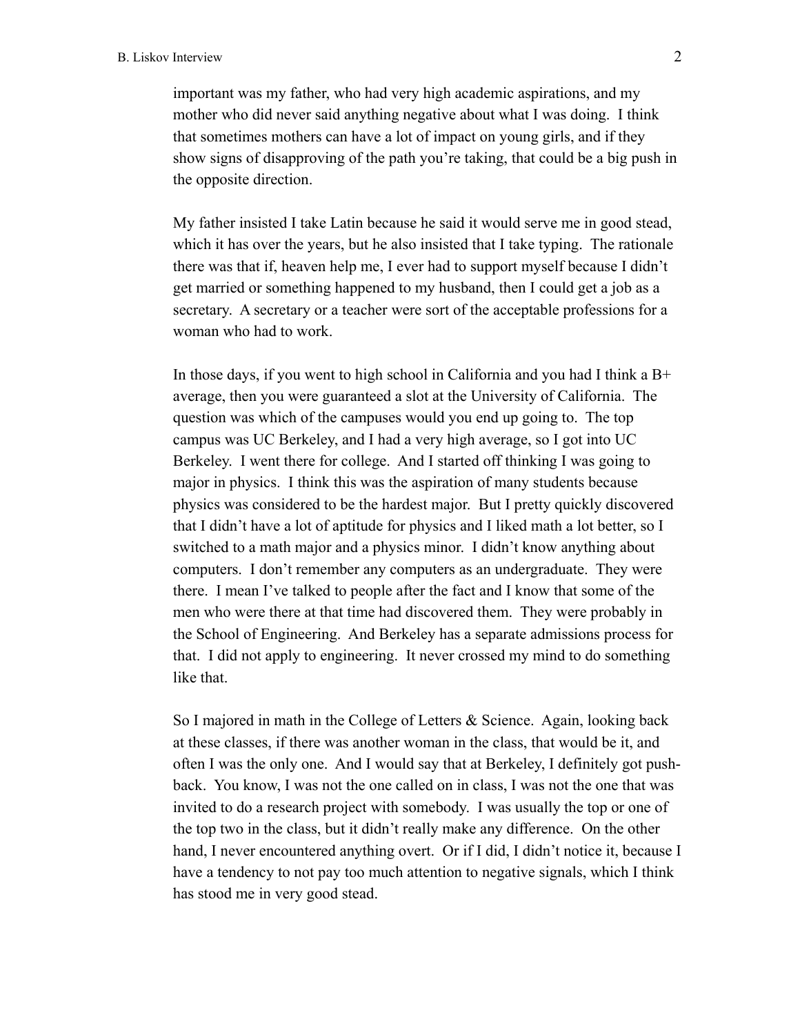important was my father, who had very high academic aspirations, and my mother who did never said anything negative about what I was doing. I think that sometimes mothers can have a lot of impact on young girls, and if they show signs of disapproving of the path you're taking, that could be a big push in the opposite direction.

My father insisted I take Latin because he said it would serve me in good stead, which it has over the years, but he also insisted that I take typing. The rationale there was that if, heaven help me, I ever had to support myself because I didn't get married or something happened to my husband, then I could get a job as a secretary. A secretary or a teacher were sort of the acceptable professions for a woman who had to work.

In those days, if you went to high school in California and you had I think a B+ average, then you were guaranteed a slot at the University of California. The question was which of the campuses would you end up going to. The top campus was UC Berkeley, and I had a very high average, so I got into UC Berkeley. I went there for college. And I started off thinking I was going to major in physics. I think this was the aspiration of many students because physics was considered to be the hardest major. But I pretty quickly discovered that I didn't have a lot of aptitude for physics and I liked math a lot better, so I switched to a math major and a physics minor. I didn't know anything about computers. I don't remember any computers as an undergraduate. They were there. I mean I've talked to people after the fact and I know that some of the men who were there at that time had discovered them. They were probably in the School of Engineering. And Berkeley has a separate admissions process for that. I did not apply to engineering. It never crossed my mind to do something like that.

So I majored in math in the College of Letters & Science. Again, looking back at these classes, if there was another woman in the class, that would be it, and often I was the only one. And I would say that at Berkeley, I definitely got push-back. You know, I was not the one called on in class, I was not the one that was invited to do a research project with somebody. I was usually the top or one of the top two in the class, but it didn't really make any difference. On the other hand, I never encountered anything overt. Or if I did, I didn't notice it, because I have a tendency to not pay too much attention to negative signals, which I think has stood me in very good stead.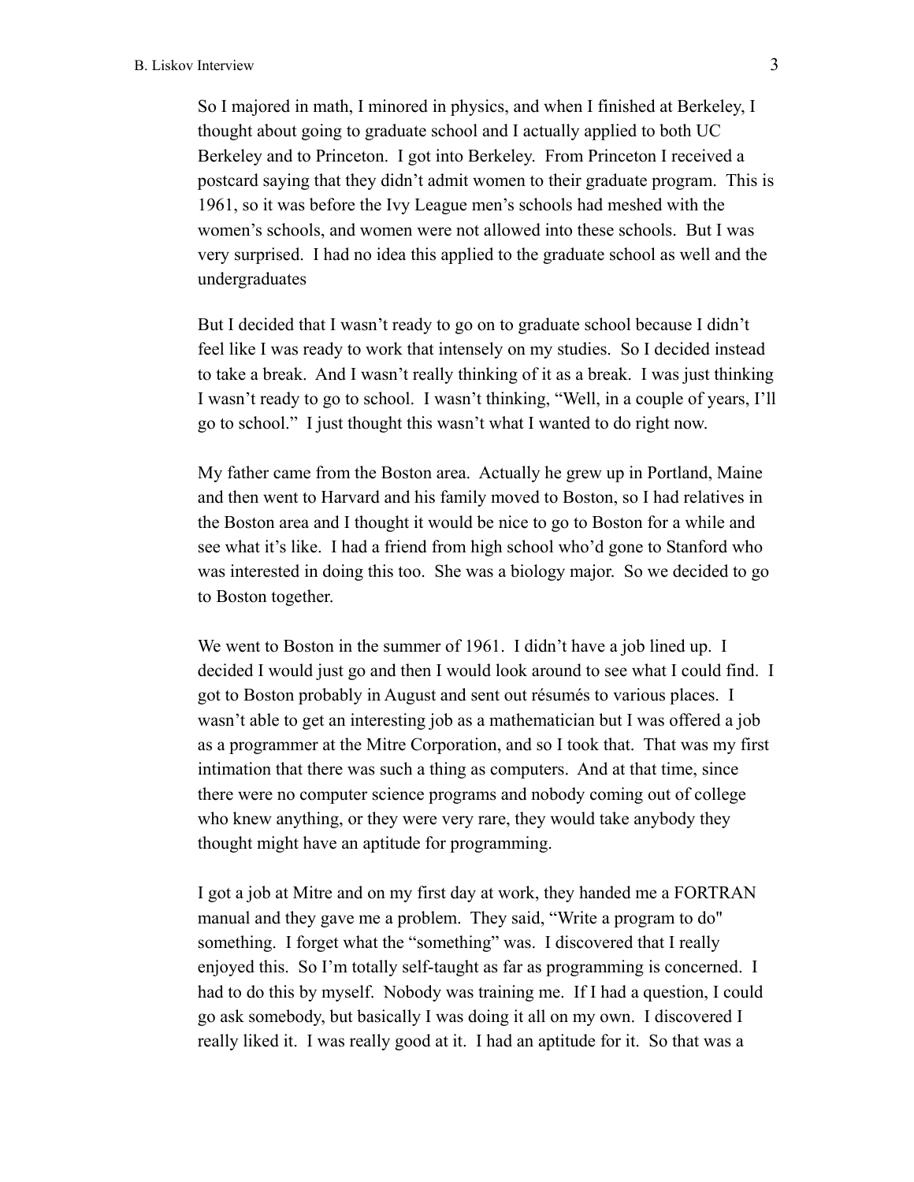So I majored in math, I minored in physics, and when I finished at Berkeley, I thought about going to graduate school and I actually applied to both UC Berkeley and to Princeton. I got into Berkeley. From Princeton I received a postcard saying that they didn't admit women to their graduate program. This is 1961, so it was before the Ivy League men's schools had meshed with the women's schools, and women were not allowed into these schools. But I was very surprised. I had no idea this applied to the graduate school as well and the undergraduates

But I decided that I wasn't ready to go on to graduate school because I didn't feel like I was ready to work that intensely on my studies. So I decided instead to take a break. And I wasn't really thinking of it as a break. I was just thinking I wasn't ready to go to school. I wasn't thinking, "Well, in a couple of years, I'll go to school." I just thought this wasn't what I wanted to do right now.

My father came from the Boston area. Actually he grew up in Portland, Maine and then went to Harvard and his family moved to Boston, so I had relatives in the Boston area and I thought it would be nice to go to Boston for a while and see what it's like. I had a friend from high school who'd gone to Stanford who was interested in doing this too. She was a biology major. So we decided to go to Boston together.

We went to Boston in the summer of 1961. I didn't have a job lined up. I decided I would just go and then I would look around to see what I could find. I got to Boston probably in August and sent out résumés to various places. I wasn't able to get an interesting job as a mathematician but I was offered a job as a programmer at the Mitre Corporation, and so I took that. That was my first intimation that there was such a thing as computers. And at that time, since there were no computer science programs and nobody coming out of college who knew anything, or they were very rare, they would take anybody they thought might have an aptitude for programming.

I got a job at Mitre and on my first day at work, they handed me a FORTRAN manual and they gave me a problem. They said, "Write a program to do" something. I forget what the "something" was. I discovered that I really enjoyed this. So I'm totally self-taught as far as programming is concerned. I had to do this by myself. Nobody was training me. If I had a question, I could go ask somebody, but basically I was doing it all on my own. I discovered I really liked it. I was really good at it. I had an aptitude for it. So that was a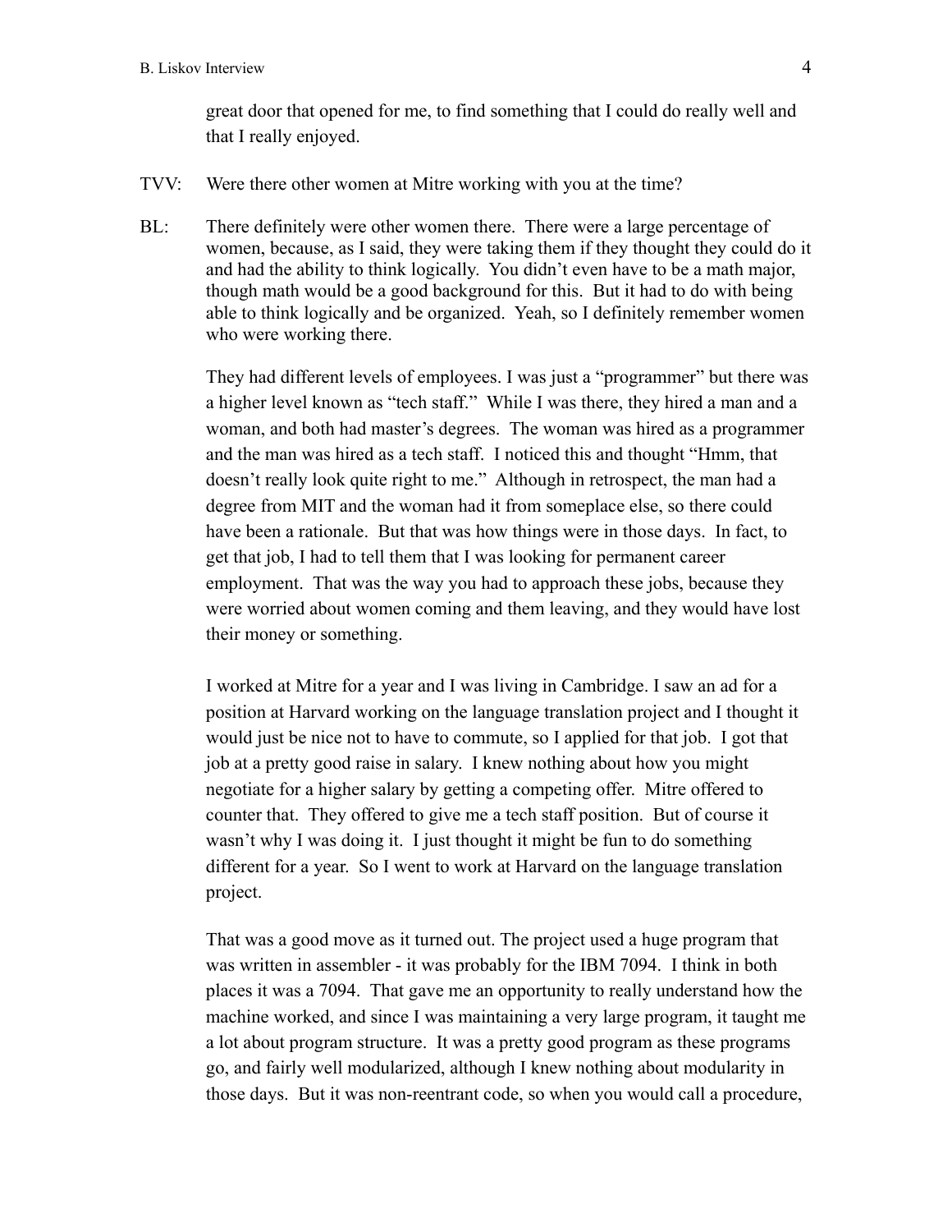great door that opened for me, to find something that I could do really well and that I really enjoyed.

TVV: Were there other women at Mitre working with you at the time?

BL: There definitely were other women there. There were a large percentage of women, because, as I said, they were taking them if they thought they could do it and had the ability to think logically. You didn't even have to be a math major, though math would be a good background for this. But it had to do with being able to think logically and be organized. Yeah, so I definitely remember women who were working there.

They had different levels of employees. I was just a "programmer" but there was a higher level known as "tech staff." While I was there, they hired a man and a woman, and both had master's degrees. The woman was hired as a programmer and the man was hired as a tech staff. I noticed this and thought "Hmm, that doesn't really look quite right to me." Although in retrospect, the man had a degree from MIT and the woman had it from someplace else, so there could have been a rationale. But that was how things were in those days. In fact, to get that job, I had to tell them that I was looking for permanent career employment. That was the way you had to approach these jobs, because they were worried about women coming and them leaving, and they would have lost their money or something.

I worked at Mitre for a year and I was living in Cambridge. I saw an ad for a position at Harvard working on the language translation project and I thought it would just be nice not to have to commute, so I applied for that job. I got that job at a pretty good raise in salary. I knew nothing about how you might negotiate for a higher salary by getting a competing offer. Mitre offered to counter that. They offered to give me a tech staff position. But of course it wasn't why I was doing it. I just thought it might be fun to do something different for a year. So I went to work at Harvard on the language translation project.

That was a good move as it turned out. The project used a huge program that was written in assembler - it was probably for the IBM 7094. I think in both places it was a 7094. That gave me an opportunity to really understand how the machine worked, and since I was maintaining a very large program, it taught me a lot about program structure. It was a pretty good program as these programs go, and fairly well modularized, although I knew nothing about modularity in those days. But it was non-reentrant code, so when you would call a procedure,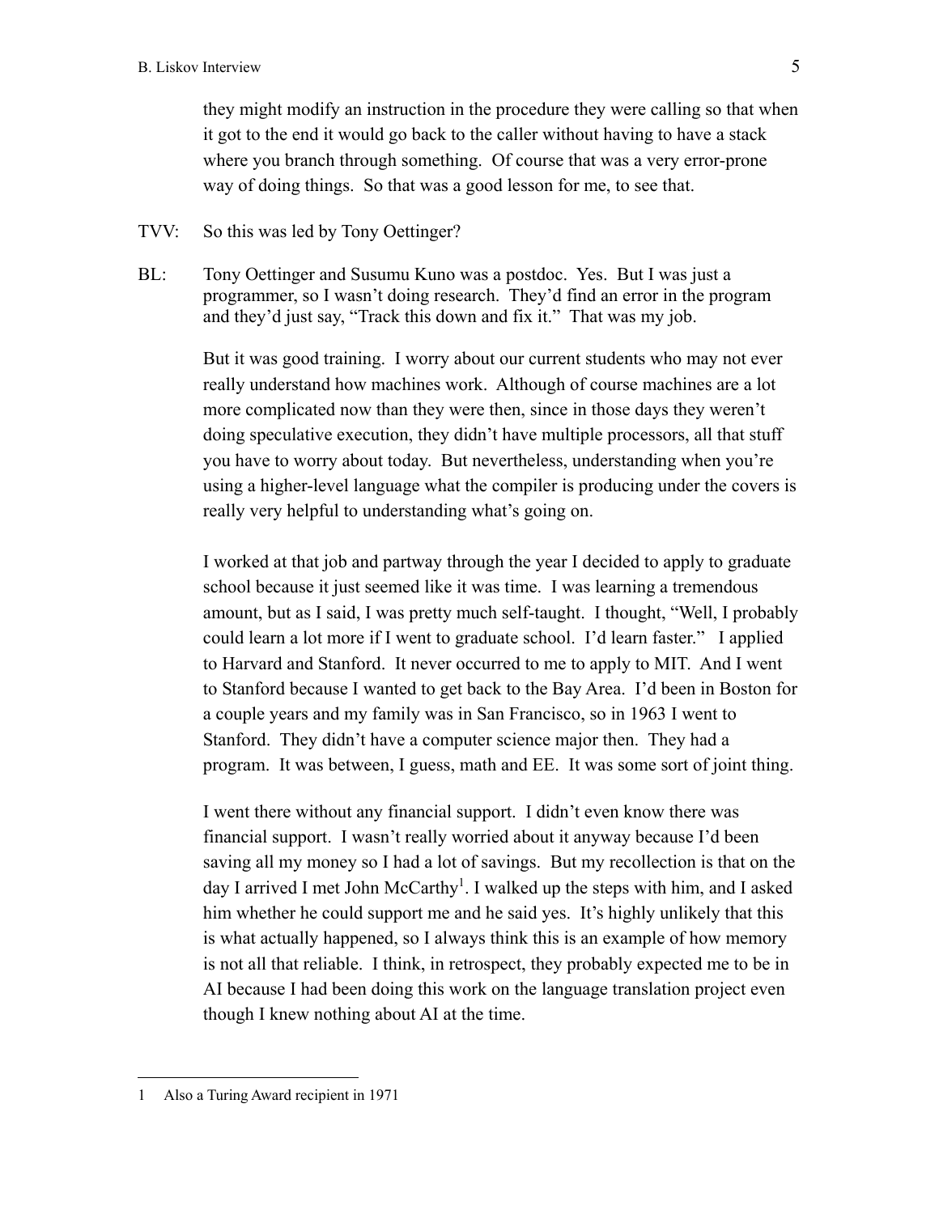they might modify an instruction in the procedure they were calling so that when it got to the end it would go back to the caller without having to have a stack where you branch through something. Of course that was a very error-prone way of doing things. So that was a good lesson for me, to see that.

TVV: So this was led by Tony Oettinger?

BL: Tony Oettinger and Susumu Kuno was a postdoc. Yes. But I was just a programmer, so I wasn't doing research. They'd find an error in the program and they'd just say, "Track this down and fix it." That was my job.

But it was good training. I worry about our current students who may not ever really understand how machines work. Although of course machines are a lot more complicated now than they were then, since in those days they weren't doing speculative execution, they didn't have multiple processors, all that stuff you have to worry about today. But nevertheless, understanding when you're using a higher-level language what the compiler is producing under the covers is really very helpful to understanding what's going on.

I worked at that job and partway through the year I decided to apply to graduate school because it just seemed like it was time. I was learning a tremendous amount, but as I said, I was pretty much self-taught. I thought, "Well, I probably could learn a lot more if I went to graduate school. I'd learn faster." I applied to Harvard and Stanford. It never occurred to me to apply to MIT. And I went to Stanford because I wanted to get back to the Bay Area. I'd been in Boston for a couple years and my family was in San Francisco, so in 1963 I went to Stanford. They didn't have a computer science major then. They had a program. It was between, I guess, math and EE. It was some sort of joint thing.

I went there without any financial support. I didn't even know there was financial support. I wasn't really worried about it anyway because I'd been saving all my money so I had a lot of savings. But my recollection is that on the day I arrived I met John McCarthy[1]. I walked up the steps with him, and I asked him whether he could support me and he said yes. It's highly unlikely that this is what actually happened, so I always think this is an example of how memory is not all that reliable. I think, in retrospect, they probably expected me to be in AI because I had been doing this work on the language translation project even though I knew nothing about AI at the time.

---

1 Also a Turing Award recipient in 1971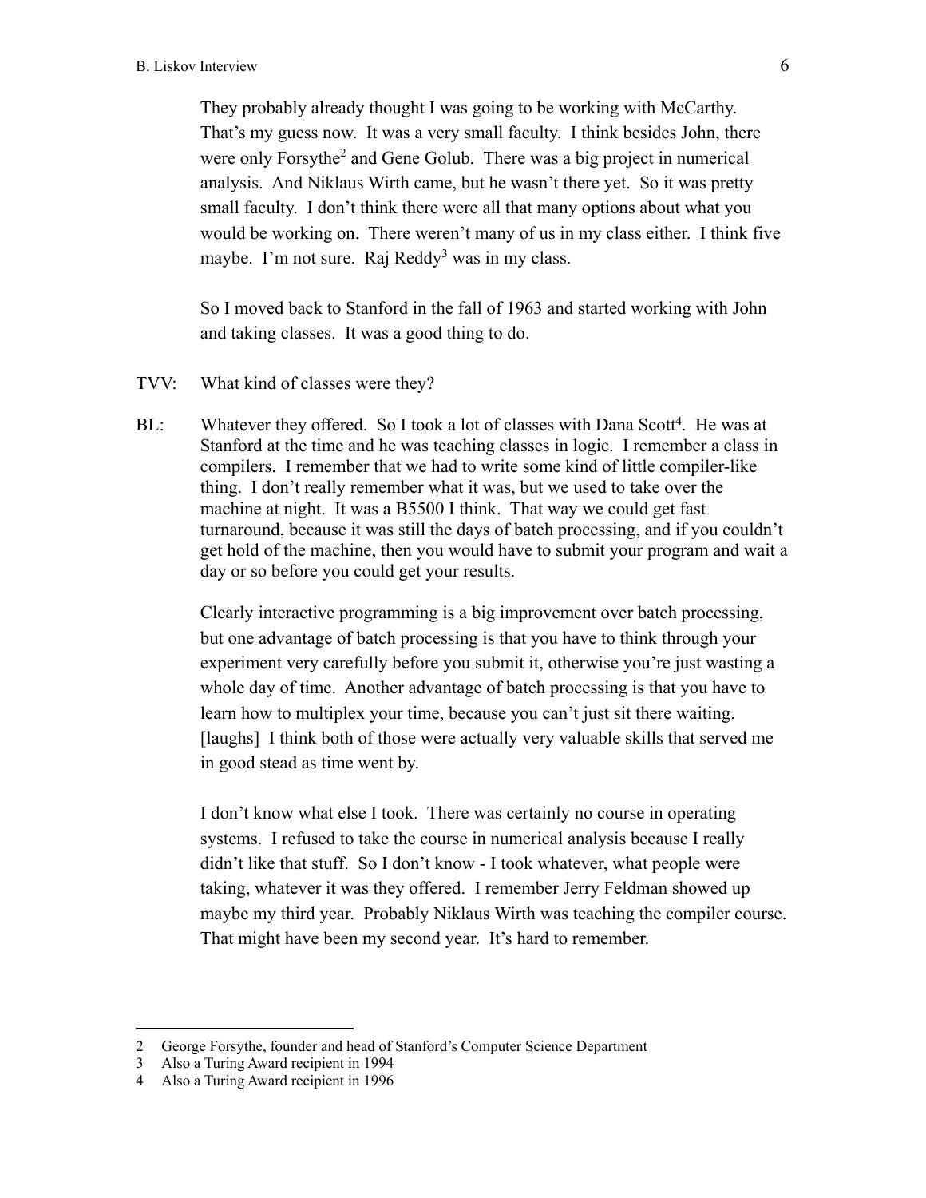They probably already thought I was going to be working with McCarthy. That's my guess now. It was a very small faculty. I think besides John, there were only Forsythe[2] and Gene Golub. There was a big project in numerical analysis. And Niklaus Wirth came, but he wasn't there yet. So it was pretty small faculty. I don't think there were all that many options about what you would be working on. There weren't many of us in my class either. I think five maybe. I'm not sure. Raj Reddy[3] was in my class.

So I moved back to Stanford in the fall of 1963 and started working with John and taking classes. It was a good thing to do.

TVV: What kind of classes were they?

BL: Whatever they offered. So I took a lot of classes with Dana Scott[4]. He was at Stanford at the time and he was teaching classes in logic. I remember a class in compilers. I remember that we had to write some kind of little compiler-like thing. I don't really remember what it was, but we used to take over the machine at night. It was a B5500 I think. That way we could get fast turnaround, because it was still the days of batch processing, and if you couldn't get hold of the machine, then you would have to submit your program and wait a day or so before you could get your results.

Clearly interactive programming is a big improvement over batch processing, but one advantage of batch processing is that you have to think through your experiment very carefully before you submit it, otherwise you're just wasting a whole day of time. Another advantage of batch processing is that you have to learn how to multiplex your time, because you can't just sit there waiting. [laughs] I think both of those were actually very valuable skills that served me in good stead as time went by.

I don't know what else I took. There was certainly no course in operating systems. I refused to take the course in numerical analysis because I really didn't like that stuff. So I don't know - I took whatever, what people were taking, whatever it was they offered. I remember Jerry Feldman showed up maybe my third year. Probably Niklaus Wirth was teaching the compiler course. That might have been my second year. It's hard to remember.

---

2 George Forsythe, founder and head of Stanford's Computer Science Department

3 Also a Turing Award recipient in 1994

4 Also a Turing Award recipient in 1996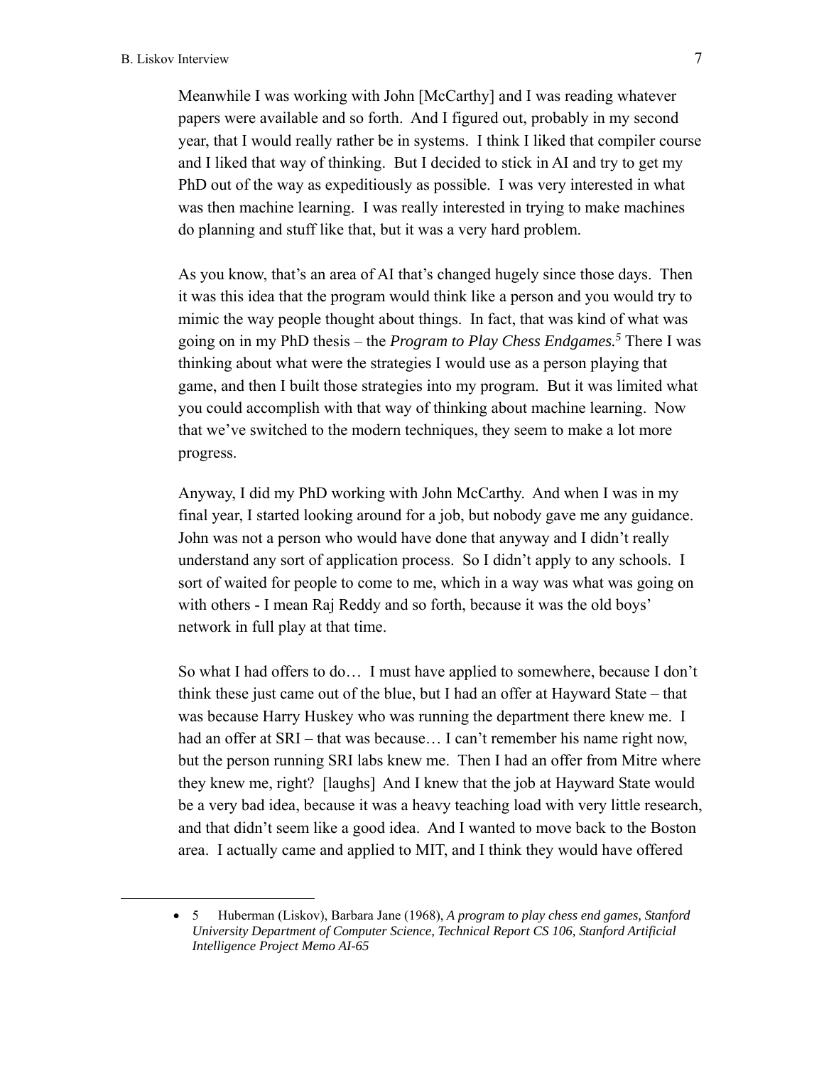Meanwhile I was working with John [McCarthy] and I was reading whatever papers were available and so forth. And I figured out, probably in my second year, that I would really rather be in systems. I think I liked that compiler course and I liked that way of thinking. But I decided to stick in AI and try to get my PhD out of the way as expeditiously as possible. I was very interested in what was then machine learning. I was really interested in trying to make machines do planning and stuff like that, but it was a very hard problem.

As you know, that's an area of AI that's changed hugely since those days. Then it was this idea that the program would think like a person and you would try to mimic the way people thought about things. In fact, that was kind of what was going on in my PhD thesis – the *Program to Play Chess Endgames.*[5] There I was thinking about what were the strategies I would use as a person playing that game, and then I built those strategies into my program. But it was limited what you could accomplish with that way of thinking about machine learning. Now that we've switched to the modern techniques, they seem to make a lot more progress.

Anyway, I did my PhD working with John McCarthy. And when I was in my final year, I started looking around for a job, but nobody gave me any guidance. John was not a person who would have done that anyway and I didn't really understand any sort of application process. So I didn't apply to any schools. I sort of waited for people to come to me, which in a way was what was going on with others - I mean Raj Reddy and so forth, because it was the old boys' network in full play at that time.

So what I had offers to do… I must have applied to somewhere, because I don't think these just came out of the blue, but I had an offer at Hayward State – that was because Harry Huskey who was running the department there knew me. I had an offer at SRI – that was because… I can't remember his name right now, but the person running SRI labs knew me. Then I had an offer from Mitre where they knew me, right? [laughs] And I knew that the job at Hayward State would be a very bad idea, because it was a heavy teaching load with very little research, and that didn't seem like a good idea. And I wanted to move back to the Boston area. I actually came and applied to MIT, and I think they would have offered

- 5 Huberman (Liskov), Barbara Jane (1968), *A program to play chess end games, Stanford University Department of Computer Science, Technical Report CS 106, Stanford Artificial Intelligence Project Memo AI-65*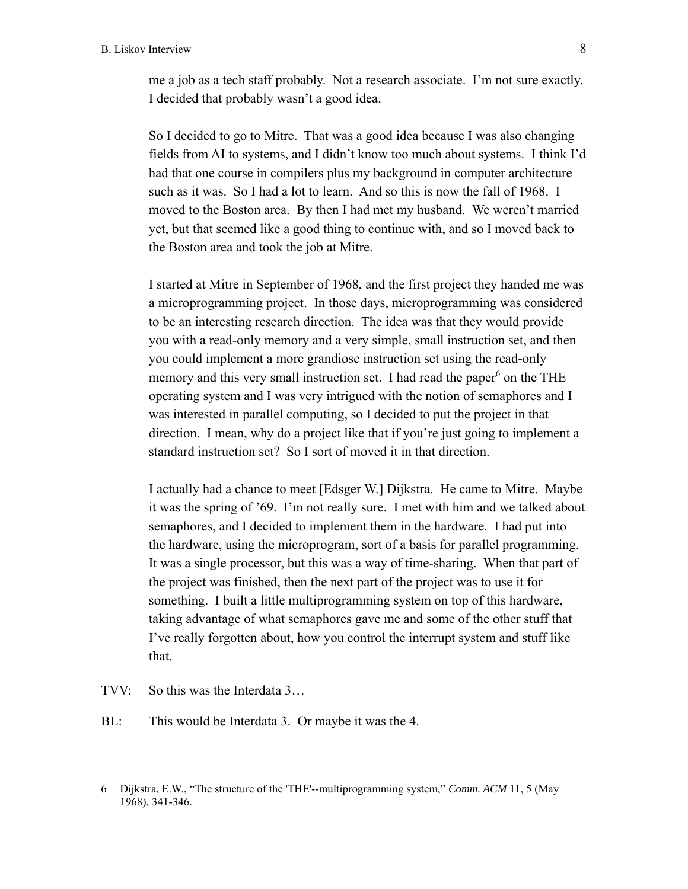me a job as a tech staff probably. Not a research associate. I'm not sure exactly. I decided that probably wasn't a good idea.

So I decided to go to Mitre. That was a good idea because I was also changing fields from AI to systems, and I didn't know too much about systems. I think I'd had that one course in compilers plus my background in computer architecture such as it was. So I had a lot to learn. And so this is now the fall of 1968. I moved to the Boston area. By then I had met my husband. We weren't married yet, but that seemed like a good thing to continue with, and so I moved back to the Boston area and took the job at Mitre.

I started at Mitre in September of 1968, and the first project they handed me was a microprogramming project. In those days, microprogramming was considered to be an interesting research direction. The idea was that they would provide you with a read-only memory and a very simple, small instruction set, and then you could implement a more grandiose instruction set using the read-only memory and this very small instruction set. I had read the paper[6] on the THE operating system and I was very intrigued with the notion of semaphores and I was interested in parallel computing, so I decided to put the project in that direction. I mean, why do a project like that if you're just going to implement a standard instruction set? So I sort of moved it in that direction.

I actually had a chance to meet [Edsger W.] Dijkstra. He came to Mitre. Maybe it was the spring of '69. I'm not really sure. I met with him and we talked about semaphores, and I decided to implement them in the hardware. I had put into the hardware, using the microprogram, sort of a basis for parallel programming. It was a single processor, but this was a way of time-sharing. When that part of the project was finished, then the next part of the project was to use it for something. I built a little multiprogramming system on top of this hardware, taking advantage of what semaphores gave me and some of the other stuff that I've really forgotten about, how you control the interrupt system and stuff like that.

TVV: So this was the Interdata 3…

BL: This would be Interdata 3. Or maybe it was the 4.

---

6 Dijkstra, E.W., "The structure of the 'THE'--multiprogramming system," *Comm. ACM* 11, 5 (May 1968), 341-346.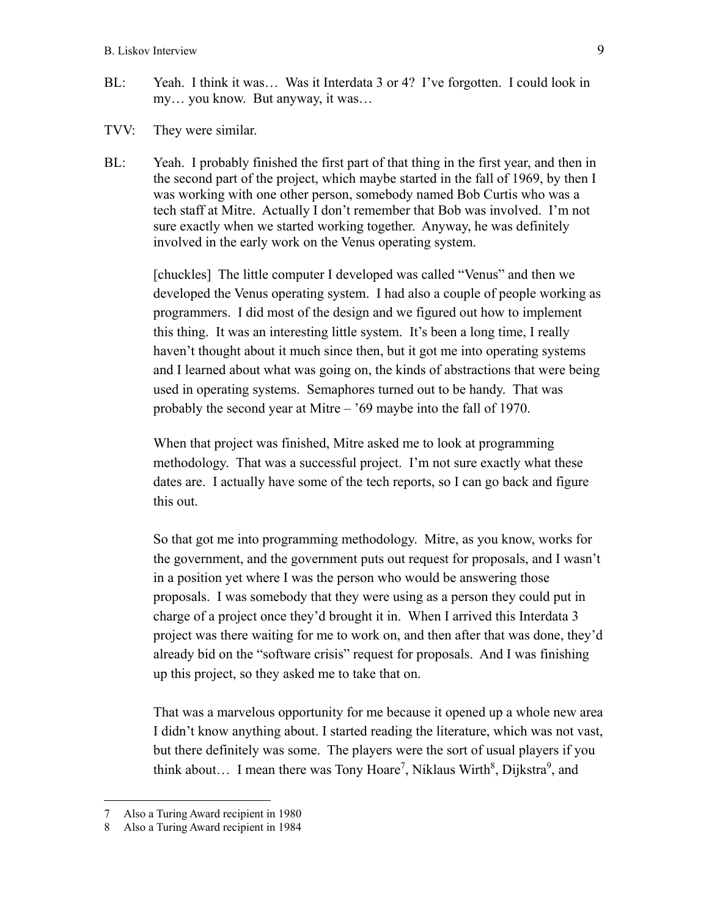BL: Yeah. I think it was… Was it Interdata 3 or 4? I've forgotten. I could look in my… you know. But anyway, it was…

TVV: They were similar.

BL: Yeah. I probably finished the first part of that thing in the first year, and then in the second part of the project, which maybe started in the fall of 1969, by then I was working with one other person, somebody named Bob Curtis who was a tech staff at Mitre. Actually I don't remember that Bob was involved. I'm not sure exactly when we started working together. Anyway, he was definitely involved in the early work on the Venus operating system.

[chuckles] The little computer I developed was called "Venus" and then we developed the Venus operating system. I had also a couple of people working as programmers. I did most of the design and we figured out how to implement this thing. It was an interesting little system. It's been a long time, I really haven't thought about it much since then, but it got me into operating systems and I learned about what was going on, the kinds of abstractions that were being used in operating systems. Semaphores turned out to be handy. That was probably the second year at Mitre – '69 maybe into the fall of 1970.

When that project was finished, Mitre asked me to look at programming methodology. That was a successful project. I'm not sure exactly what these dates are. I actually have some of the tech reports, so I can go back and figure this out.

So that got me into programming methodology. Mitre, as you know, works for the government, and the government puts out request for proposals, and I wasn't in a position yet where I was the person who would be answering those proposals. I was somebody that they were using as a person they could put in charge of a project once they'd brought it in. When I arrived this Interdata 3 project was there waiting for me to work on, and then after that was done, they'd already bid on the "software crisis" request for proposals. And I was finishing up this project, so they asked me to take that on.

That was a marvelous opportunity for me because it opened up a whole new area I didn't know anything about. I started reading the literature, which was not vast, but there definitely was some. The players were the sort of usual players if you think about… I mean there was Tony Hoare[7], Niklaus Wirth[8], Dijkstra[9], and

---

7 Also a Turing Award recipient in 1980

8 Also a Turing Award recipient in 1984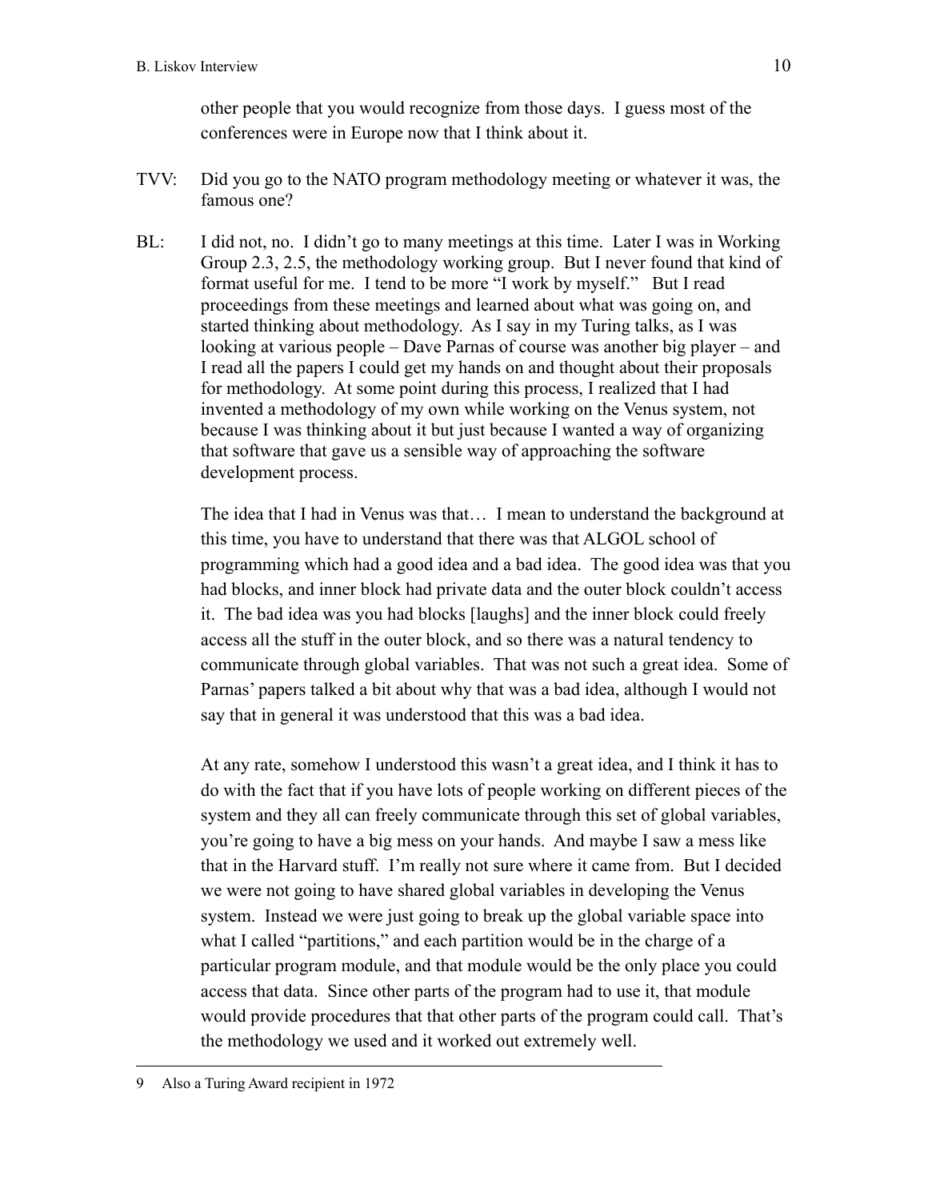other people that you would recognize from those days. I guess most of the conferences were in Europe now that I think about it.

TVV: Did you go to the NATO program methodology meeting or whatever it was, the famous one?

BL: I did not, no. I didn't go to many meetings at this time. Later I was in Working Group 2.3, 2.5, the methodology working group. But I never found that kind of format useful for me. I tend to be more "I work by myself." But I read proceedings from these meetings and learned about what was going on, and started thinking about methodology. As I say in my Turing talks, as I was looking at various people – Dave Parnas of course was another big player – and I read all the papers I could get my hands on and thought about their proposals for methodology. At some point during this process, I realized that I had invented a methodology of my own while working on the Venus system, not because I was thinking about it but just because I wanted a way of organizing that software that gave us a sensible way of approaching the software development process.

The idea that I had in Venus was that… I mean to understand the background at this time, you have to understand that there was that ALGOL school of programming which had a good idea and a bad idea. The good idea was that you had blocks, and inner block had private data and the outer block couldn't access it. The bad idea was you had blocks [laughs] and the inner block could freely access all the stuff in the outer block, and so there was a natural tendency to communicate through global variables. That was not such a great idea. Some of Parnas' papers talked a bit about why that was a bad idea, although I would not say that in general it was understood that this was a bad idea.

At any rate, somehow I understood this wasn't a great idea, and I think it has to do with the fact that if you have lots of people working on different pieces of the system and they all can freely communicate through this set of global variables, you're going to have a big mess on your hands. And maybe I saw a mess like that in the Harvard stuff. I'm really not sure where it came from. But I decided we were not going to have shared global variables in developing the Venus system. Instead we were just going to break up the global variable space into what I called "partitions," and each partition would be in the charge of a particular program module, and that module would be the only place you could access that data. Since other parts of the program had to use it, that module would provide procedures that that other parts of the program could call. That's the methodology we used and it worked out extremely well.

---

9 Also a Turing Award recipient in 1972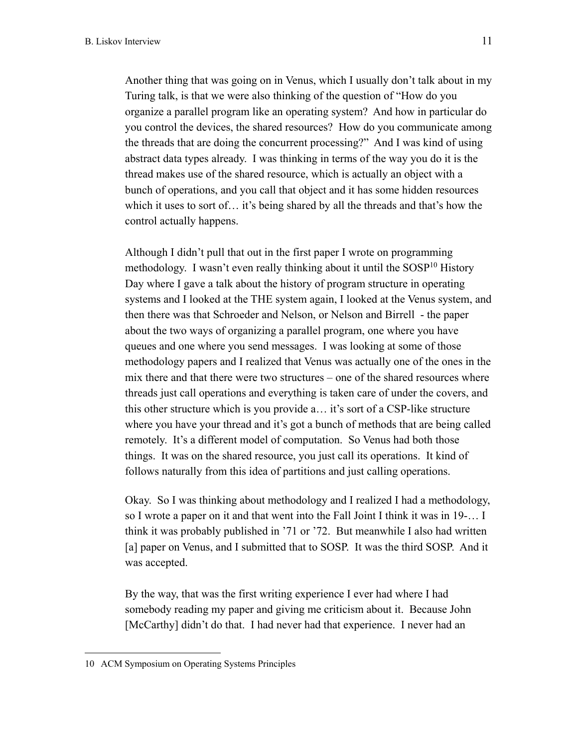Another thing that was going on in Venus, which I usually don't talk about in my Turing talk, is that we were also thinking of the question of "How do you organize a parallel program like an operating system? And how in particular do you control the devices, the shared resources? How do you communicate among the threads that are doing the concurrent processing?" And I was kind of using abstract data types already. I was thinking in terms of the way you do it is the thread makes use of the shared resource, which is actually an object with a bunch of operations, and you call that object and it has some hidden resources which it uses to sort of… it's being shared by all the threads and that's how the control actually happens.

Although I didn't pull that out in the first paper I wrote on programming methodology. I wasn't even really thinking about it until the SOSP[10] History Day where I gave a talk about the history of program structure in operating systems and I looked at the THE system again, I looked at the Venus system, and then there was that Schroeder and Nelson, or Nelson and Birrell - the paper about the two ways of organizing a parallel program, one where you have queues and one where you send messages. I was looking at some of those methodology papers and I realized that Venus was actually one of the ones in the mix there and that there were two structures – one of the shared resources where threads just call operations and everything is taken care of under the covers, and this other structure which is you provide a… it's sort of a CSP-like structure where you have your thread and it's got a bunch of methods that are being called remotely. It's a different model of computation. So Venus had both those things. It was on the shared resource, you just call its operations. It kind of follows naturally from this idea of partitions and just calling operations.

Okay. So I was thinking about methodology and I realized I had a methodology, so I wrote a paper on it and that went into the Fall Joint I think it was in 19-… I think it was probably published in '71 or '72. But meanwhile I also had written [a] paper on Venus, and I submitted that to SOSP. It was the third SOSP. And it was accepted.

By the way, that was the first writing experience I ever had where I had somebody reading my paper and giving me criticism about it. Because John [McCarthy] didn't do that. I had never had that experience. I never had an

---

10 ACM Symposium on Operating Systems Principles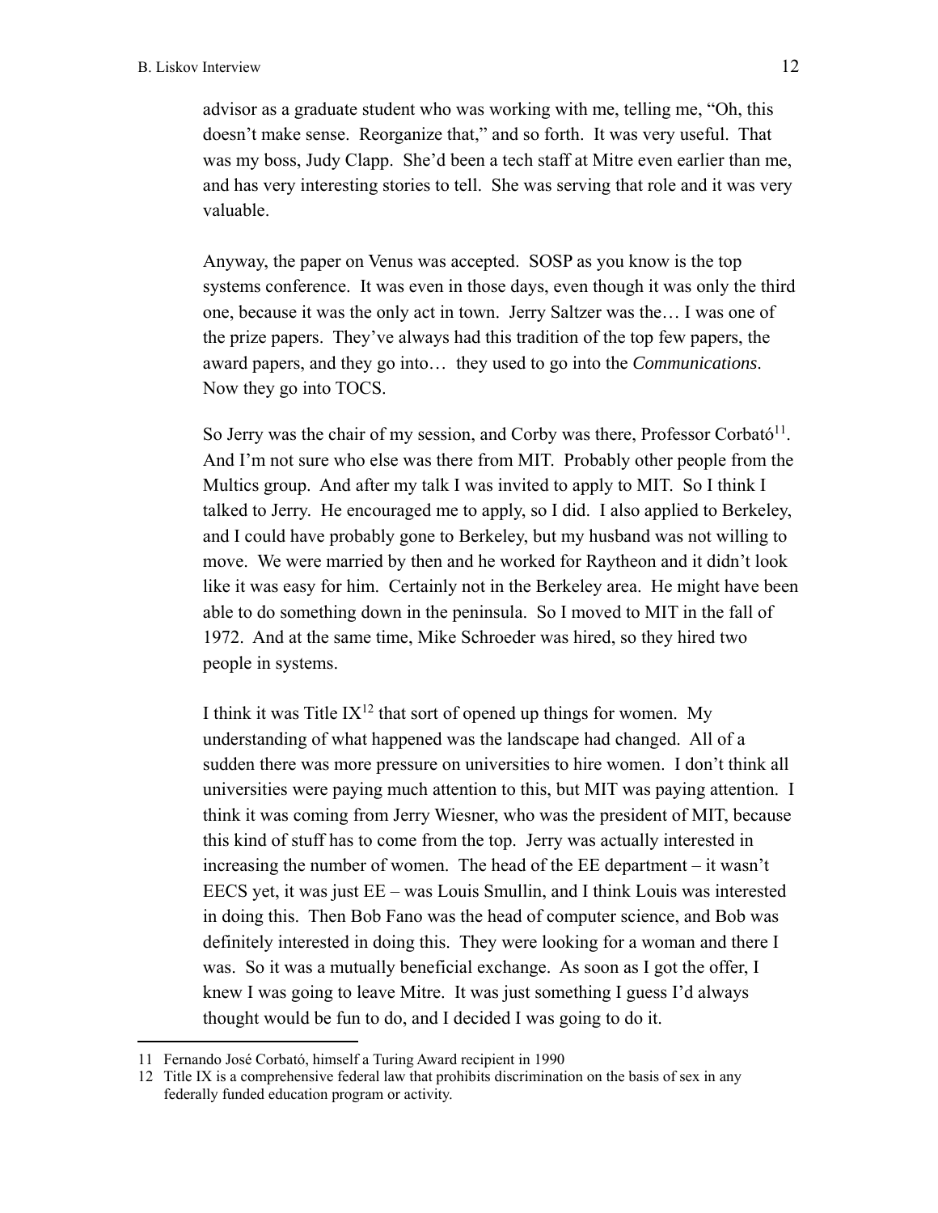advisor as a graduate student who was working with me, telling me, "Oh, this doesn't make sense. Reorganize that," and so forth. It was very useful. That was my boss, Judy Clapp. She'd been a tech staff at Mitre even earlier than me, and has very interesting stories to tell. She was serving that role and it was very valuable.

Anyway, the paper on Venus was accepted. SOSP as you know is the top systems conference. It was even in those days, even though it was only the third one, because it was the only act in town. Jerry Saltzer was the… I was one of the prize papers. They've always had this tradition of the top few papers, the award papers, and they go into… they used to go into the *Communications*. Now they go into TOCS.

So Jerry was the chair of my session, and Corby was there, Professor Corbató[11]. And I'm not sure who else was there from MIT. Probably other people from the Multics group. And after my talk I was invited to apply to MIT. So I think I talked to Jerry. He encouraged me to apply, so I did. I also applied to Berkeley, and I could have probably gone to Berkeley, but my husband was not willing to move. We were married by then and he worked for Raytheon and it didn't look like it was easy for him. Certainly not in the Berkeley area. He might have been able to do something down in the peninsula. So I moved to MIT in the fall of 1972. And at the same time, Mike Schroeder was hired, so they hired two people in systems.

I think it was Title IX[12] that sort of opened up things for women. My understanding of what happened was the landscape had changed. All of a sudden there was more pressure on universities to hire women. I don't think all universities were paying much attention to this, but MIT was paying attention. I think it was coming from Jerry Wiesner, who was the president of MIT, because this kind of stuff has to come from the top. Jerry was actually interested in increasing the number of women. The head of the EE department – it wasn't EECS yet, it was just EE – was Louis Smullin, and I think Louis was interested in doing this. Then Bob Fano was the head of computer science, and Bob was definitely interested in doing this. They were looking for a woman and there I was. So it was a mutually beneficial exchange. As soon as I got the offer, I knew I was going to leave Mitre. It was just something I guess I'd always thought would be fun to do, and I decided I was going to do it.

---

11 Fernando José Corbató, himself a Turing Award recipient in 1990

12 Title IX is a comprehensive federal law that prohibits discrimination on the basis of sex in any federally funded education program or activity.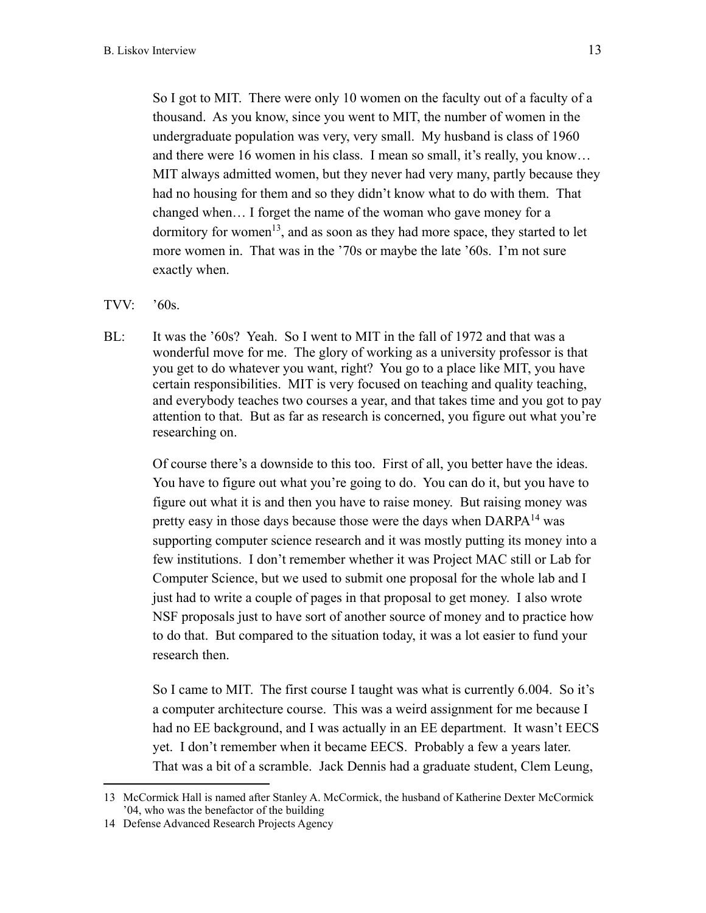So I got to MIT. There were only 10 women on the faculty out of a faculty of a thousand. As you know, since you went to MIT, the number of women in the undergraduate population was very, very small. My husband is class of 1960 and there were 16 women in his class. I mean so small, it's really, you know… MIT always admitted women, but they never had very many, partly because they had no housing for them and so they didn't know what to do with them. That changed when… I forget the name of the woman who gave money for a dormitory for women[13], and as soon as they had more space, they started to let more women in. That was in the '70s or maybe the late '60s. I'm not sure exactly when.

TVV: '60s.

BL: It was the '60s? Yeah. So I went to MIT in the fall of 1972 and that was a wonderful move for me. The glory of working as a university professor is that you get to do whatever you want, right? You go to a place like MIT, you have certain responsibilities. MIT is very focused on teaching and quality teaching, and everybody teaches two courses a year, and that takes time and you got to pay attention to that. But as far as research is concerned, you figure out what you're researching on.

Of course there's a downside to this too. First of all, you better have the ideas. You have to figure out what you're going to do. You can do it, but you have to figure out what it is and then you have to raise money. But raising money was pretty easy in those days because those were the days when DARPA[14] was supporting computer science research and it was mostly putting its money into a few institutions. I don't remember whether it was Project MAC still or Lab for Computer Science, but we used to submit one proposal for the whole lab and I just had to write a couple of pages in that proposal to get money. I also wrote NSF proposals just to have sort of another source of money and to practice how to do that. But compared to the situation today, it was a lot easier to fund your research then.

So I came to MIT. The first course I taught was what is currently 6.004. So it's a computer architecture course. This was a weird assignment for me because I had no EE background, and I was actually in an EE department. It wasn't EECS yet. I don't remember when it became EECS. Probably a few a years later. That was a bit of a scramble. Jack Dennis had a graduate student, Clem Leung,

---

13 McCormick Hall is named after Stanley A. McCormick, the husband of Katherine Dexter McCormick '04, who was the benefactor of the building

14 Defense Advanced Research Projects Agency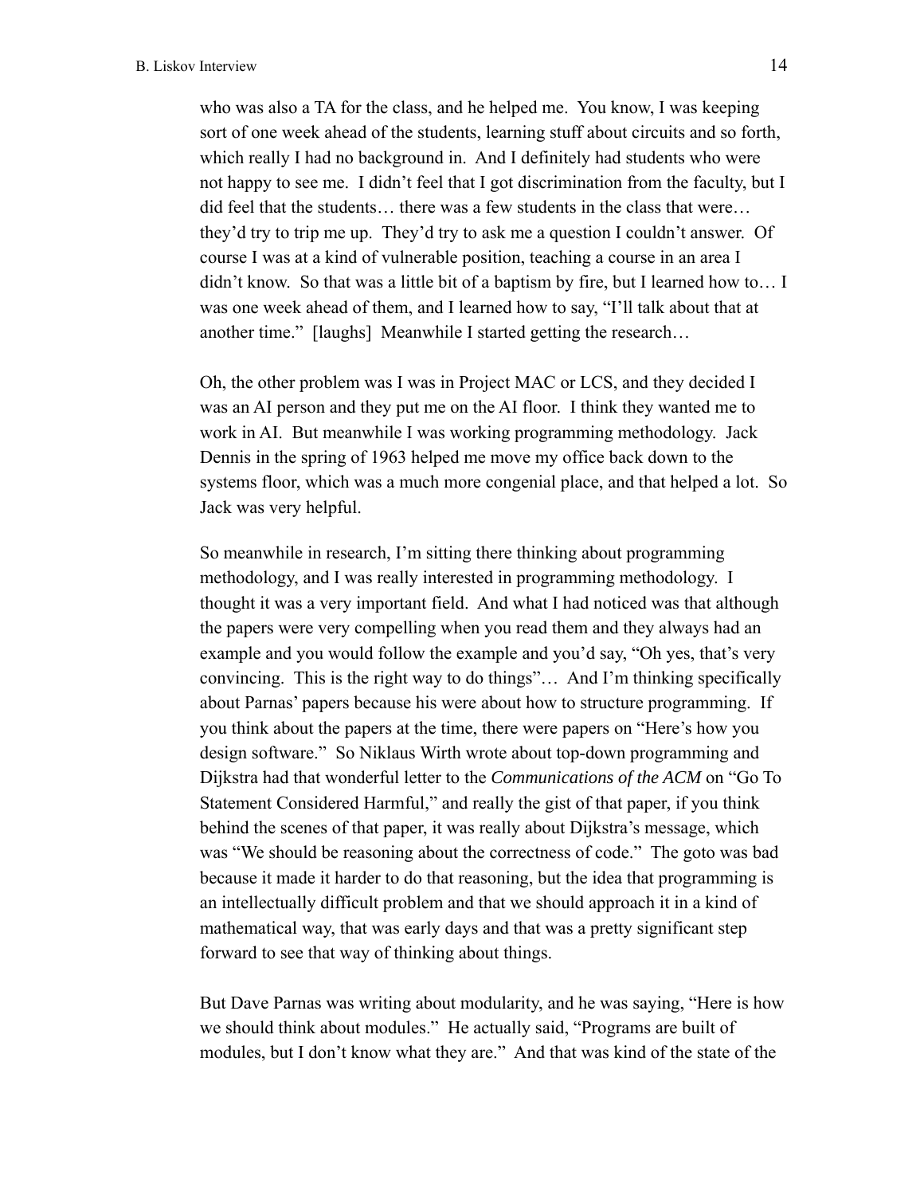who was also a TA for the class, and he helped me. You know, I was keeping sort of one week ahead of the students, learning stuff about circuits and so forth, which really I had no background in. And I definitely had students who were not happy to see me. I didn't feel that I got discrimination from the faculty, but I did feel that the students… there was a few students in the class that were… they'd try to trip me up. They'd try to ask me a question I couldn't answer. Of course I was at a kind of vulnerable position, teaching a course in an area I didn't know. So that was a little bit of a baptism by fire, but I learned how to… I was one week ahead of them, and I learned how to say, "I'll talk about that at another time." [laughs] Meanwhile I started getting the research…

Oh, the other problem was I was in Project MAC or LCS, and they decided I was an AI person and they put me on the AI floor. I think they wanted me to work in AI. But meanwhile I was working programming methodology. Jack Dennis in the spring of 1963 helped me move my office back down to the systems floor, which was a much more congenial place, and that helped a lot. So Jack was very helpful.

So meanwhile in research, I'm sitting there thinking about programming methodology, and I was really interested in programming methodology. I thought it was a very important field. And what I had noticed was that although the papers were very compelling when you read them and they always had an example and you would follow the example and you'd say, "Oh yes, that's very convincing. This is the right way to do things"… And I'm thinking specifically about Parnas' papers because his were about how to structure programming. If you think about the papers at the time, there were papers on "Here's how you design software." So Niklaus Wirth wrote about top-down programming and Dijkstra had that wonderful letter to the *Communications of the ACM* on "Go To Statement Considered Harmful," and really the gist of that paper, if you think behind the scenes of that paper, it was really about Dijkstra's message, which was "We should be reasoning about the correctness of code." The goto was bad because it made it harder to do that reasoning, but the idea that programming is an intellectually difficult problem and that we should approach it in a kind of mathematical way, that was early days and that was a pretty significant step forward to see that way of thinking about things.

But Dave Parnas was writing about modularity, and he was saying, "Here is how we should think about modules." He actually said, "Programs are built of modules, but I don't know what they are." And that was kind of the state of the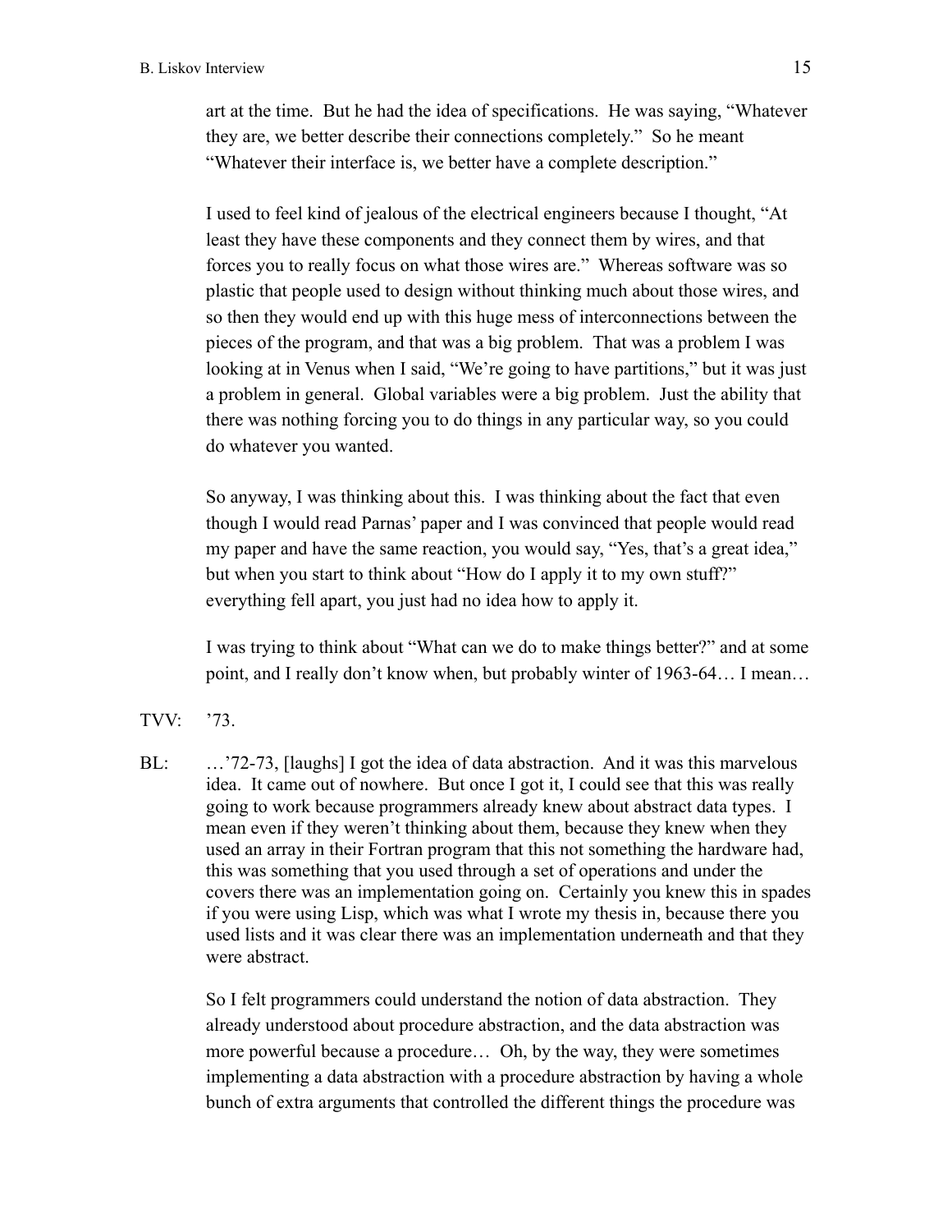art at the time. But he had the idea of specifications. He was saying, "Whatever they are, we better describe their connections completely." So he meant "Whatever their interface is, we better have a complete description."

I used to feel kind of jealous of the electrical engineers because I thought, "At least they have these components and they connect them by wires, and that forces you to really focus on what those wires are." Whereas software was so plastic that people used to design without thinking much about those wires, and so then they would end up with this huge mess of interconnections between the pieces of the program, and that was a big problem. That was a problem I was looking at in Venus when I said, "We're going to have partitions," but it was just a problem in general. Global variables were a big problem. Just the ability that there was nothing forcing you to do things in any particular way, so you could do whatever you wanted.

So anyway, I was thinking about this. I was thinking about the fact that even though I would read Parnas' paper and I was convinced that people would read my paper and have the same reaction, you would say, "Yes, that's a great idea," but when you start to think about "How do I apply it to my own stuff?" everything fell apart, you just had no idea how to apply it.

I was trying to think about "What can we do to make things better?" and at some point, and I really don't know when, but probably winter of 1963-64… I mean…

TVV: '73.

BL: …'72-73, [laughs] I got the idea of data abstraction. And it was this marvelous idea. It came out of nowhere. But once I got it, I could see that this was really going to work because programmers already knew about abstract data types. I mean even if they weren't thinking about them, because they knew when they used an array in their Fortran program that this not something the hardware had, this was something that you used through a set of operations and under the covers there was an implementation going on. Certainly you knew this in spades if you were using Lisp, which was what I wrote my thesis in, because there you used lists and it was clear there was an implementation underneath and that they were abstract.

So I felt programmers could understand the notion of data abstraction. They already understood about procedure abstraction, and the data abstraction was more powerful because a procedure… Oh, by the way, they were sometimes implementing a data abstraction with a procedure abstraction by having a whole bunch of extra arguments that controlled the different things the procedure was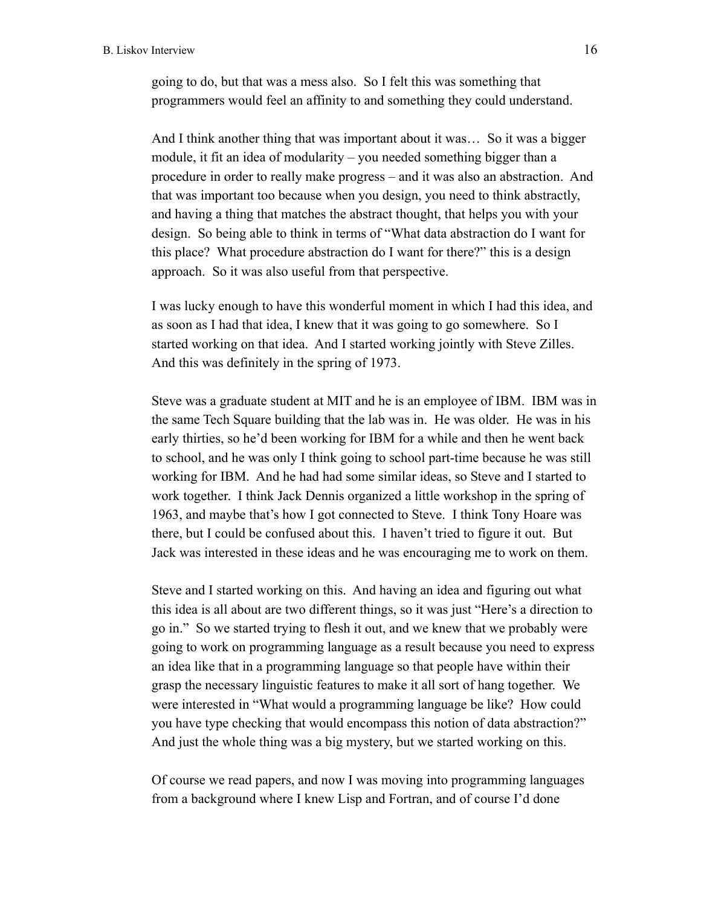going to do, but that was a mess also. So I felt this was something that programmers would feel an affinity to and something they could understand.

And I think another thing that was important about it was… So it was a bigger module, it fit an idea of modularity – you needed something bigger than a procedure in order to really make progress – and it was also an abstraction. And that was important too because when you design, you need to think abstractly, and having a thing that matches the abstract thought, that helps you with your design. So being able to think in terms of "What data abstraction do I want for this place? What procedure abstraction do I want for there?" this is a design approach. So it was also useful from that perspective.

I was lucky enough to have this wonderful moment in which I had this idea, and as soon as I had that idea, I knew that it was going to go somewhere. So I started working on that idea. And I started working jointly with Steve Zilles. And this was definitely in the spring of 1973.

Steve was a graduate student at MIT and he is an employee of IBM. IBM was in the same Tech Square building that the lab was in. He was older. He was in his early thirties, so he'd been working for IBM for a while and then he went back to school, and he was only I think going to school part-time because he was still working for IBM. And he had had some similar ideas, so Steve and I started to work together. I think Jack Dennis organized a little workshop in the spring of 1963, and maybe that's how I got connected to Steve. I think Tony Hoare was there, but I could be confused about this. I haven't tried to figure it out. But Jack was interested in these ideas and he was encouraging me to work on them.

Steve and I started working on this. And having an idea and figuring out what this idea is all about are two different things, so it was just "Here's a direction to go in." So we started trying to flesh it out, and we knew that we probably were going to work on programming language as a result because you need to express an idea like that in a programming language so that people have within their grasp the necessary linguistic features to make it all sort of hang together. We were interested in "What would a programming language be like? How could you have type checking that would encompass this notion of data abstraction?" And just the whole thing was a big mystery, but we started working on this.

Of course we read papers, and now I was moving into programming languages from a background where I knew Lisp and Fortran, and of course I'd done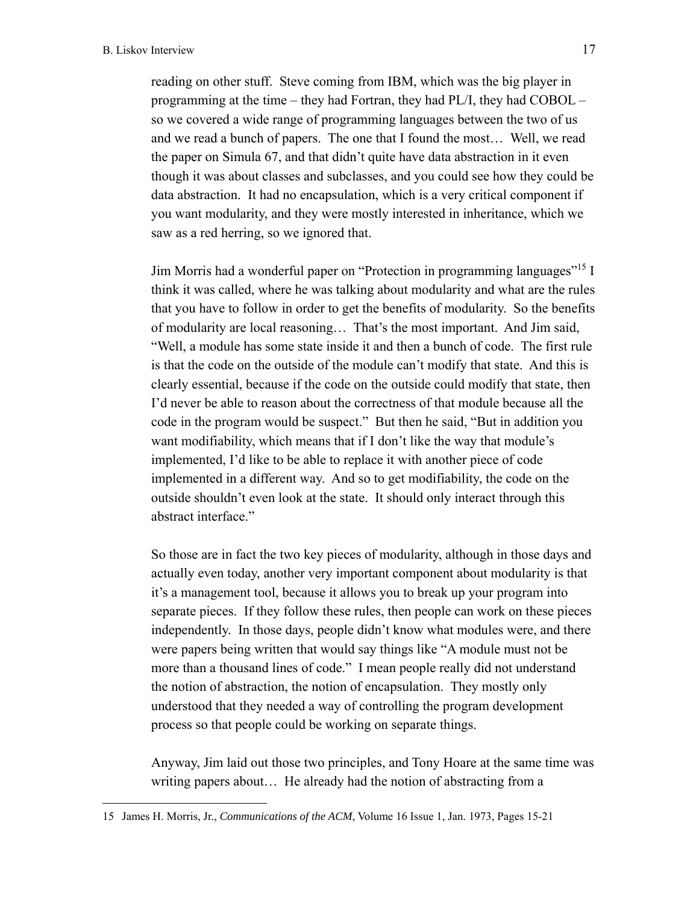reading on other stuff. Steve coming from IBM, which was the big player in programming at the time – they had Fortran, they had PL/I, they had COBOL – so we covered a wide range of programming languages between the two of us and we read a bunch of papers. The one that I found the most… Well, we read the paper on Simula 67, and that didn't quite have data abstraction in it even though it was about classes and subclasses, and you could see how they could be data abstraction. It had no encapsulation, which is a very critical component if you want modularity, and they were mostly interested in inheritance, which we saw as a red herring, so we ignored that.

Jim Morris had a wonderful paper on "Protection in programming languages"[15] I think it was called, where he was talking about modularity and what are the rules that you have to follow in order to get the benefits of modularity. So the benefits of modularity are local reasoning… That's the most important. And Jim said, "Well, a module has some state inside it and then a bunch of code. The first rule is that the code on the outside of the module can't modify that state. And this is clearly essential, because if the code on the outside could modify that state, then I'd never be able to reason about the correctness of that module because all the code in the program would be suspect." But then he said, "But in addition you want modifiability, which means that if I don't like the way that module's implemented, I'd like to be able to replace it with another piece of code implemented in a different way. And so to get modifiability, the code on the outside shouldn't even look at the state. It should only interact through this abstract interface."

So those are in fact the two key pieces of modularity, although in those days and actually even today, another very important component about modularity is that it's a management tool, because it allows you to break up your program into separate pieces. If they follow these rules, then people can work on these pieces independently. In those days, people didn't know what modules were, and there were papers being written that would say things like "A module must not be more than a thousand lines of code." I mean people really did not understand the notion of abstraction, the notion of encapsulation. They mostly only understood that they needed a way of controlling the program development process so that people could be working on separate things.

Anyway, Jim laid out those two principles, and Tony Hoare at the same time was writing papers about… He already had the notion of abstracting from a

---

15 James H. Morris, Jr., *Communications of the ACM*, Volume 16 Issue 1, Jan. 1973, Pages 15-21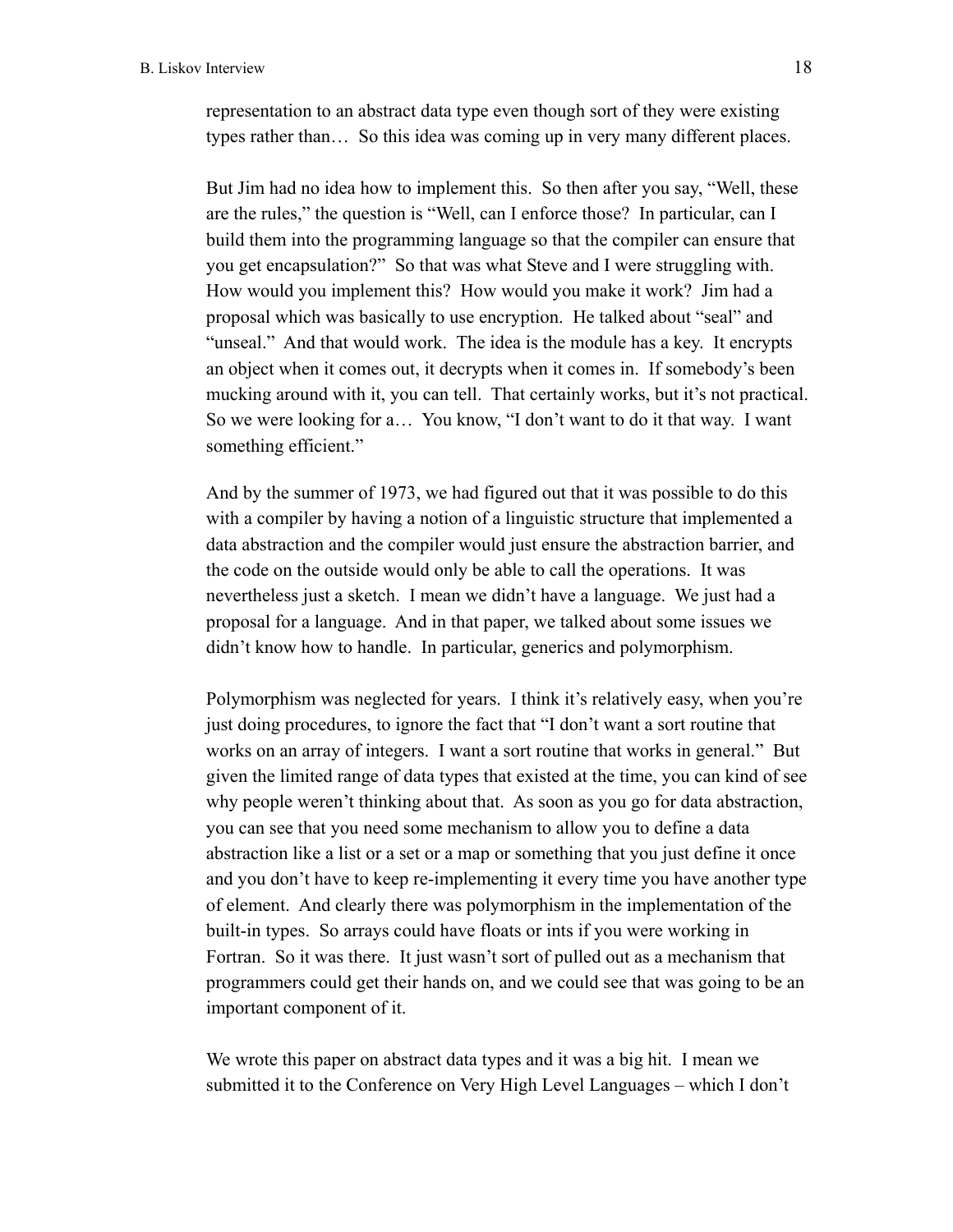representation to an abstract data type even though sort of they were existing types rather than… So this idea was coming up in very many different places.

But Jim had no idea how to implement this. So then after you say, "Well, these are the rules," the question is "Well, can I enforce those? In particular, can I build them into the programming language so that the compiler can ensure that you get encapsulation?" So that was what Steve and I were struggling with. How would you implement this? How would you make it work? Jim had a proposal which was basically to use encryption. He talked about "seal" and "unseal." And that would work. The idea is the module has a key. It encrypts an object when it comes out, it decrypts when it comes in. If somebody's been mucking around with it, you can tell. That certainly works, but it's not practical. So we were looking for a… You know, "I don't want to do it that way. I want something efficient."

And by the summer of 1973, we had figured out that it was possible to do this with a compiler by having a notion of a linguistic structure that implemented a data abstraction and the compiler would just ensure the abstraction barrier, and the code on the outside would only be able to call the operations. It was nevertheless just a sketch. I mean we didn't have a language. We just had a proposal for a language. And in that paper, we talked about some issues we didn't know how to handle. In particular, generics and polymorphism.

Polymorphism was neglected for years. I think it's relatively easy, when you're just doing procedures, to ignore the fact that "I don't want a sort routine that works on an array of integers. I want a sort routine that works in general." But given the limited range of data types that existed at the time, you can kind of see why people weren't thinking about that. As soon as you go for data abstraction, you can see that you need some mechanism to allow you to define a data abstraction like a list or a set or a map or something that you just define it once and you don't have to keep re-implementing it every time you have another type of element. And clearly there was polymorphism in the implementation of the built-in types. So arrays could have floats or ints if you were working in Fortran. So it was there. It just wasn't sort of pulled out as a mechanism that programmers could get their hands on, and we could see that was going to be an important component of it.

We wrote this paper on abstract data types and it was a big hit. I mean we submitted it to the Conference on Very High Level Languages – which I don't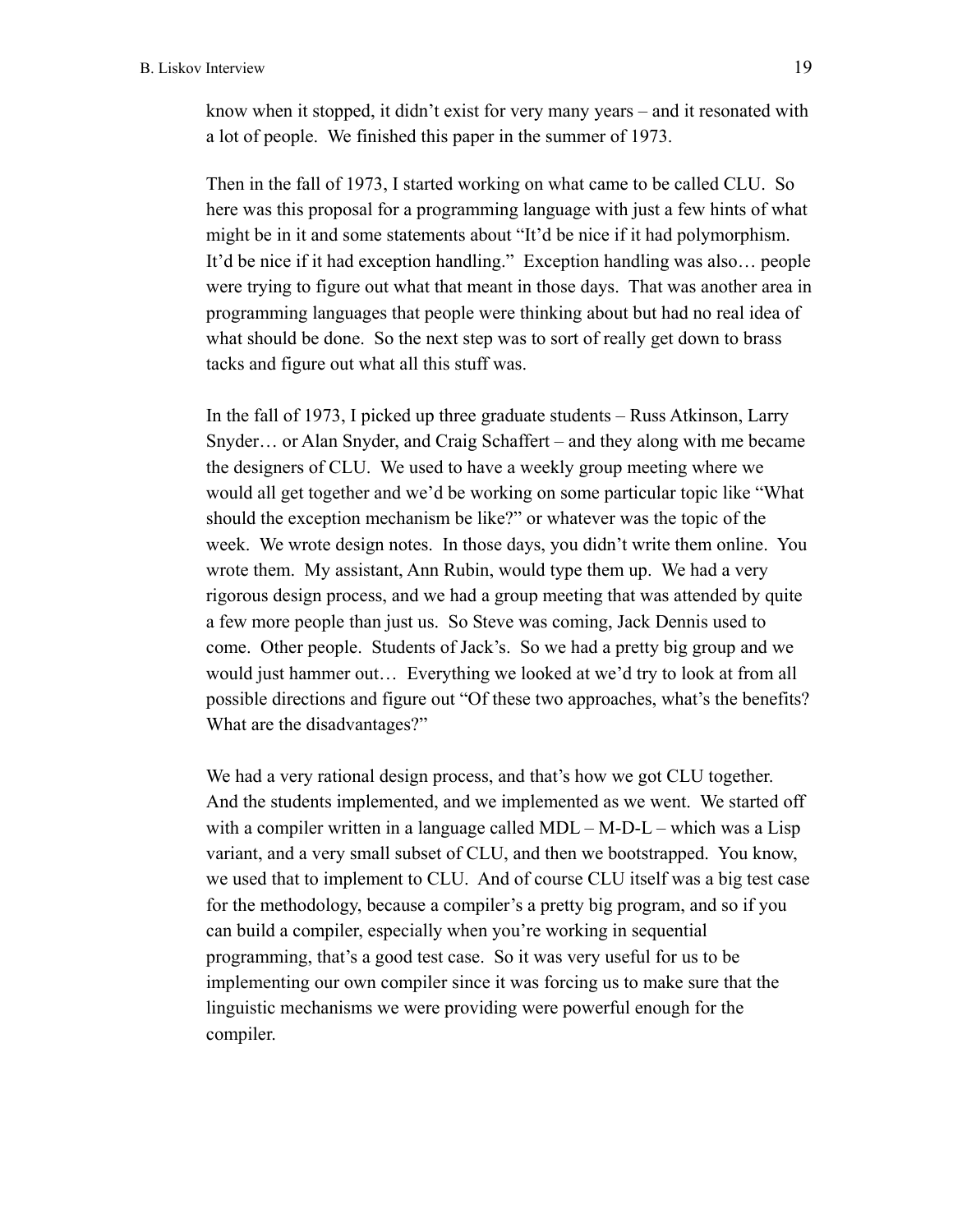know when it stopped, it didn't exist for very many years – and it resonated with a lot of people. We finished this paper in the summer of 1973.

Then in the fall of 1973, I started working on what came to be called CLU. So here was this proposal for a programming language with just a few hints of what might be in it and some statements about "It'd be nice if it had polymorphism. It'd be nice if it had exception handling." Exception handling was also… people were trying to figure out what that meant in those days. That was another area in programming languages that people were thinking about but had no real idea of what should be done. So the next step was to sort of really get down to brass tacks and figure out what all this stuff was.

In the fall of 1973, I picked up three graduate students – Russ Atkinson, Larry Snyder… or Alan Snyder, and Craig Schaffert – and they along with me became the designers of CLU. We used to have a weekly group meeting where we would all get together and we'd be working on some particular topic like "What should the exception mechanism be like?" or whatever was the topic of the week. We wrote design notes. In those days, you didn't write them online. You wrote them. My assistant, Ann Rubin, would type them up. We had a very rigorous design process, and we had a group meeting that was attended by quite a few more people than just us. So Steve was coming, Jack Dennis used to come. Other people. Students of Jack's. So we had a pretty big group and we would just hammer out… Everything we looked at we'd try to look at from all possible directions and figure out "Of these two approaches, what's the benefits? What are the disadvantages?"

We had a very rational design process, and that's how we got CLU together. And the students implemented, and we implemented as we went. We started off with a compiler written in a language called MDL – M-D-L – which was a Lisp variant, and a very small subset of CLU, and then we bootstrapped. You know, we used that to implement to CLU. And of course CLU itself was a big test case for the methodology, because a compiler's a pretty big program, and so if you can build a compiler, especially when you're working in sequential programming, that's a good test case. So it was very useful for us to be implementing our own compiler since it was forcing us to make sure that the linguistic mechanisms we were providing were powerful enough for the compiler.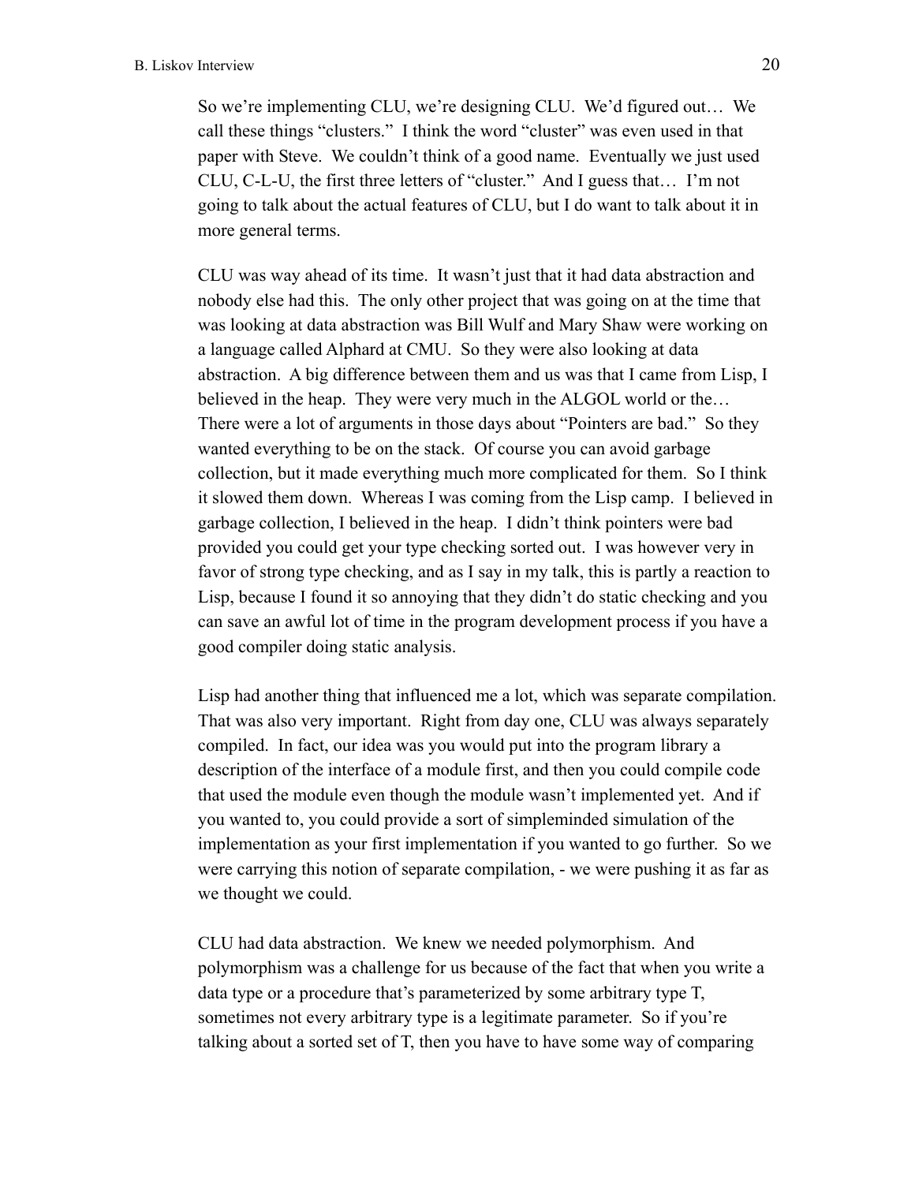So we're implementing CLU, we're designing CLU. We'd figured out… We call these things "clusters." I think the word "cluster" was even used in that paper with Steve. We couldn't think of a good name. Eventually we just used CLU, C-L-U, the first three letters of "cluster." And I guess that… I'm not going to talk about the actual features of CLU, but I do want to talk about it in more general terms.

CLU was way ahead of its time. It wasn't just that it had data abstraction and nobody else had this. The only other project that was going on at the time that was looking at data abstraction was Bill Wulf and Mary Shaw were working on a language called Alphard at CMU. So they were also looking at data abstraction. A big difference between them and us was that I came from Lisp, I believed in the heap. They were very much in the ALGOL world or the… There were a lot of arguments in those days about "Pointers are bad." So they wanted everything to be on the stack. Of course you can avoid garbage collection, but it made everything much more complicated for them. So I think it slowed them down. Whereas I was coming from the Lisp camp. I believed in garbage collection, I believed in the heap. I didn't think pointers were bad provided you could get your type checking sorted out. I was however very in favor of strong type checking, and as I say in my talk, this is partly a reaction to Lisp, because I found it so annoying that they didn't do static checking and you can save an awful lot of time in the program development process if you have a good compiler doing static analysis.

Lisp had another thing that influenced me a lot, which was separate compilation. That was also very important. Right from day one, CLU was always separately compiled. In fact, our idea was you would put into the program library a description of the interface of a module first, and then you could compile code that used the module even though the module wasn't implemented yet. And if you wanted to, you could provide a sort of simpleminded simulation of the implementation as your first implementation if you wanted to go further. So we were carrying this notion of separate compilation, - we were pushing it as far as we thought we could.

CLU had data abstraction. We knew we needed polymorphism. And polymorphism was a challenge for us because of the fact that when you write a data type or a procedure that's parameterized by some arbitrary type T, sometimes not every arbitrary type is a legitimate parameter. So if you're talking about a sorted set of T, then you have to have some way of comparing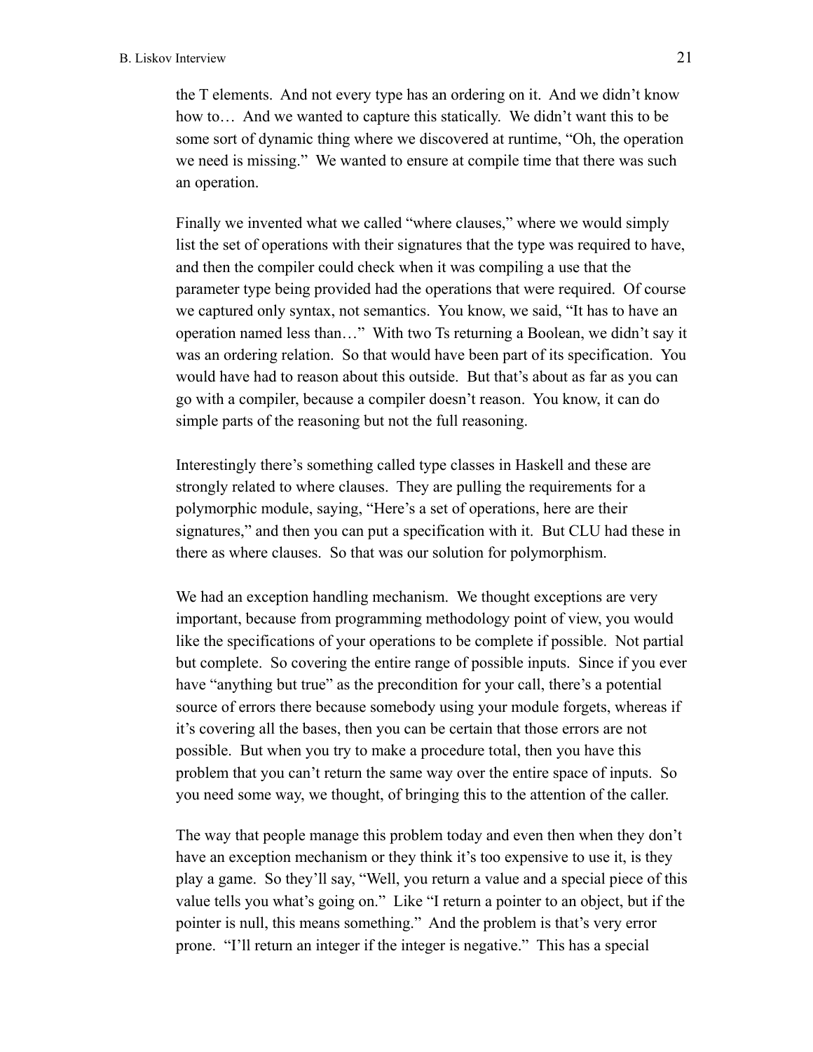the T elements. And not every type has an ordering on it. And we didn't know how to… And we wanted to capture this statically. We didn't want this to be some sort of dynamic thing where we discovered at runtime, "Oh, the operation we need is missing." We wanted to ensure at compile time that there was such an operation.

Finally we invented what we called "where clauses," where we would simply list the set of operations with their signatures that the type was required to have, and then the compiler could check when it was compiling a use that the parameter type being provided had the operations that were required. Of course we captured only syntax, not semantics. You know, we said, "It has to have an operation named less than…" With two Ts returning a Boolean, we didn't say it was an ordering relation. So that would have been part of its specification. You would have had to reason about this outside. But that's about as far as you can go with a compiler, because a compiler doesn't reason. You know, it can do simple parts of the reasoning but not the full reasoning.

Interestingly there's something called type classes in Haskell and these are strongly related to where clauses. They are pulling the requirements for a polymorphic module, saying, "Here's a set of operations, here are their signatures," and then you can put a specification with it. But CLU had these in there as where clauses. So that was our solution for polymorphism.

We had an exception handling mechanism. We thought exceptions are very important, because from programming methodology point of view, you would like the specifications of your operations to be complete if possible. Not partial but complete. So covering the entire range of possible inputs. Since if you ever have "anything but true" as the precondition for your call, there's a potential source of errors there because somebody using your module forgets, whereas if it's covering all the bases, then you can be certain that those errors are not possible. But when you try to make a procedure total, then you have this problem that you can't return the same way over the entire space of inputs. So you need some way, we thought, of bringing this to the attention of the caller.

The way that people manage this problem today and even then when they don't have an exception mechanism or they think it's too expensive to use it, is they play a game. So they'll say, "Well, you return a value and a special piece of this value tells you what's going on." Like "I return a pointer to an object, but if the pointer is null, this means something." And the problem is that's very error prone. "I'll return an integer if the integer is negative." This has a special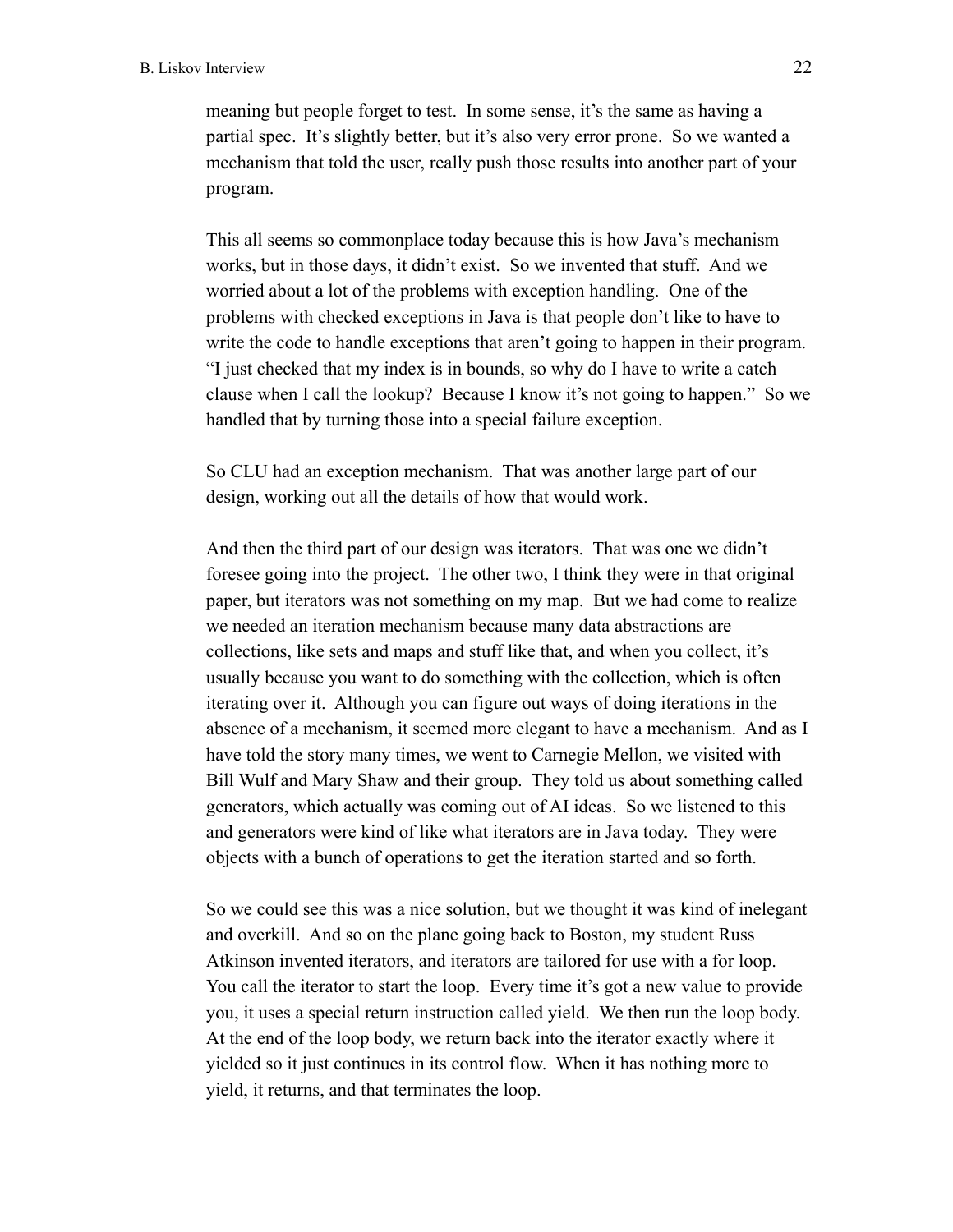meaning but people forget to test. In some sense, it's the same as having a partial spec. It's slightly better, but it's also very error prone. So we wanted a mechanism that told the user, really push those results into another part of your program.

This all seems so commonplace today because this is how Java's mechanism works, but in those days, it didn't exist. So we invented that stuff. And we worried about a lot of the problems with exception handling. One of the problems with checked exceptions in Java is that people don't like to have to write the code to handle exceptions that aren't going to happen in their program. "I just checked that my index is in bounds, so why do I have to write a catch clause when I call the lookup? Because I know it's not going to happen." So we handled that by turning those into a special failure exception.

So CLU had an exception mechanism. That was another large part of our design, working out all the details of how that would work.

And then the third part of our design was iterators. That was one we didn't foresee going into the project. The other two, I think they were in that original paper, but iterators was not something on my map. But we had come to realize we needed an iteration mechanism because many data abstractions are collections, like sets and maps and stuff like that, and when you collect, it's usually because you want to do something with the collection, which is often iterating over it. Although you can figure out ways of doing iterations in the absence of a mechanism, it seemed more elegant to have a mechanism. And as I have told the story many times, we went to Carnegie Mellon, we visited with Bill Wulf and Mary Shaw and their group. They told us about something called generators, which actually was coming out of AI ideas. So we listened to this and generators were kind of like what iterators are in Java today. They were objects with a bunch of operations to get the iteration started and so forth.

So we could see this was a nice solution, but we thought it was kind of inelegant and overkill. And so on the plane going back to Boston, my student Russ Atkinson invented iterators, and iterators are tailored for use with a for loop. You call the iterator to start the loop. Every time it's got a new value to provide you, it uses a special return instruction called yield. We then run the loop body. At the end of the loop body, we return back into the iterator exactly where it yielded so it just continues in its control flow. When it has nothing more to yield, it returns, and that terminates the loop.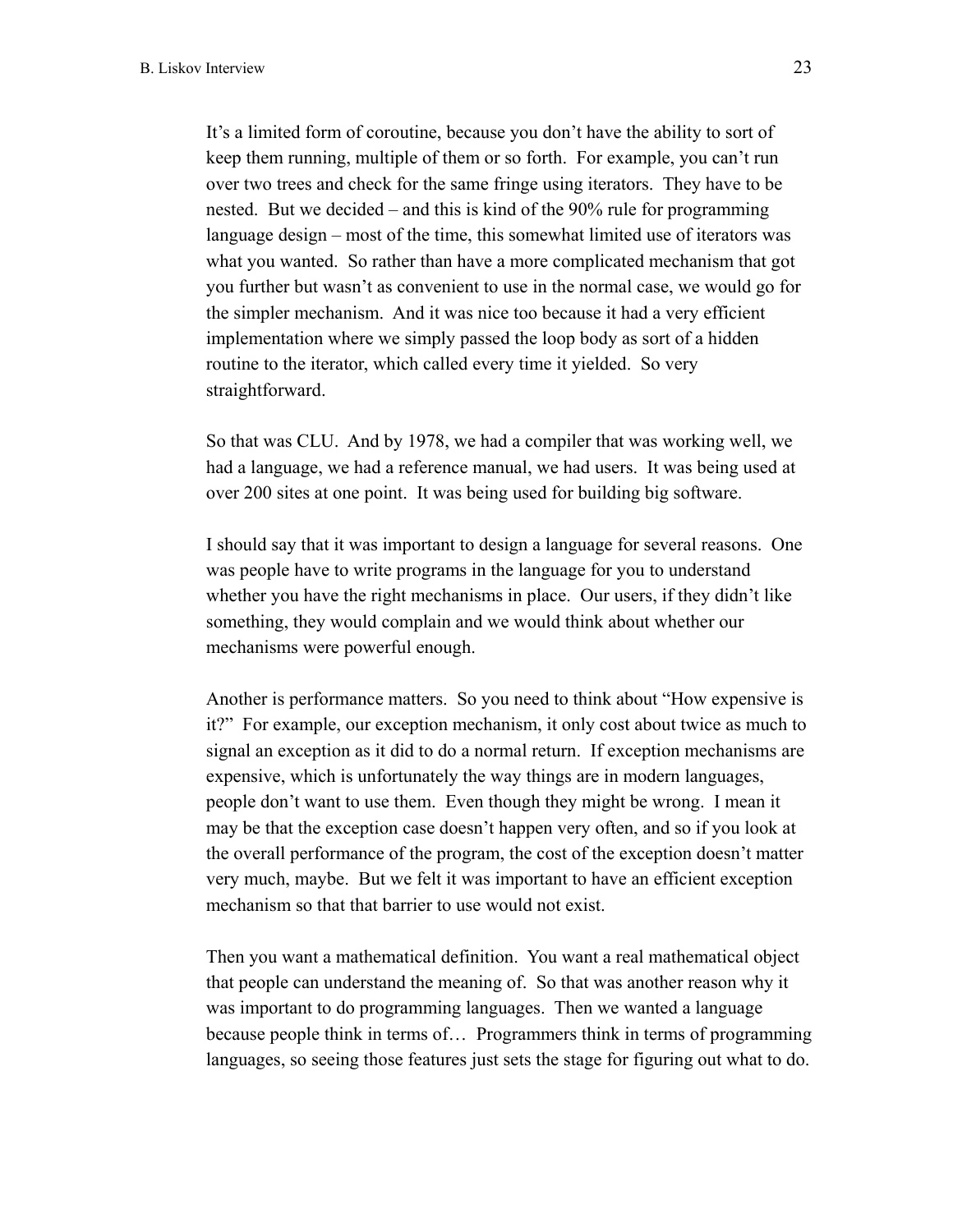It's a limited form of coroutine, because you don't have the ability to sort of keep them running, multiple of them or so forth. For example, you can't run over two trees and check for the same fringe using iterators. They have to be nested. But we decided – and this is kind of the 90% rule for programming language design – most of the time, this somewhat limited use of iterators was what you wanted. So rather than have a more complicated mechanism that got you further but wasn't as convenient to use in the normal case, we would go for the simpler mechanism. And it was nice too because it had a very efficient implementation where we simply passed the loop body as sort of a hidden routine to the iterator, which called every time it yielded. So very straightforward.

So that was CLU. And by 1978, we had a compiler that was working well, we had a language, we had a reference manual, we had users. It was being used at over 200 sites at one point. It was being used for building big software.

I should say that it was important to design a language for several reasons. One was people have to write programs in the language for you to understand whether you have the right mechanisms in place. Our users, if they didn't like something, they would complain and we would think about whether our mechanisms were powerful enough.

Another is performance matters. So you need to think about "How expensive is it?" For example, our exception mechanism, it only cost about twice as much to signal an exception as it did to do a normal return. If exception mechanisms are expensive, which is unfortunately the way things are in modern languages, people don't want to use them. Even though they might be wrong. I mean it may be that the exception case doesn't happen very often, and so if you look at the overall performance of the program, the cost of the exception doesn't matter very much, maybe. But we felt it was important to have an efficient exception mechanism so that that barrier to use would not exist.

Then you want a mathematical definition. You want a real mathematical object that people can understand the meaning of. So that was another reason why it was important to do programming languages. Then we wanted a language because people think in terms of… Programmers think in terms of programming languages, so seeing those features just sets the stage for figuring out what to do.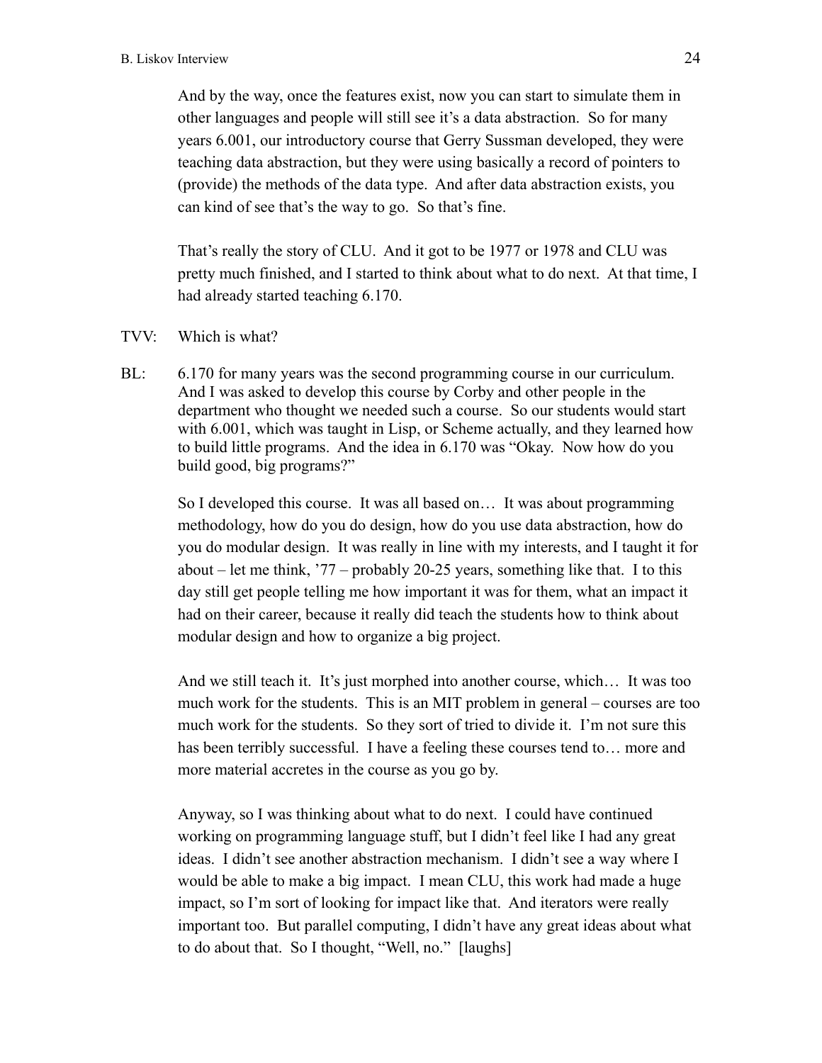And by the way, once the features exist, now you can start to simulate them in other languages and people will still see it's a data abstraction. So for many years 6.001, our introductory course that Gerry Sussman developed, they were teaching data abstraction, but they were using basically a record of pointers to (provide) the methods of the data type. And after data abstraction exists, you can kind of see that's the way to go. So that's fine.

That's really the story of CLU. And it got to be 1977 or 1978 and CLU was pretty much finished, and I started to think about what to do next. At that time, I had already started teaching 6.170.

TVV: Which is what?

BL: 6.170 for many years was the second programming course in our curriculum. And I was asked to develop this course by Corby and other people in the department who thought we needed such a course. So our students would start with 6.001, which was taught in Lisp, or Scheme actually, and they learned how to build little programs. And the idea in 6.170 was "Okay. Now how do you build good, big programs?"

So I developed this course. It was all based on… It was about programming methodology, how do you do design, how do you use data abstraction, how do you do modular design. It was really in line with my interests, and I taught it for about – let me think, '77 – probably 20-25 years, something like that. I to this day still get people telling me how important it was for them, what an impact it had on their career, because it really did teach the students how to think about modular design and how to organize a big project.

And we still teach it. It's just morphed into another course, which… It was too much work for the students. This is an MIT problem in general – courses are too much work for the students. So they sort of tried to divide it. I'm not sure this has been terribly successful. I have a feeling these courses tend to… more and more material accretes in the course as you go by.

Anyway, so I was thinking about what to do next. I could have continued working on programming language stuff, but I didn't feel like I had any great ideas. I didn't see another abstraction mechanism. I didn't see a way where I would be able to make a big impact. I mean CLU, this work had made a huge impact, so I'm sort of looking for impact like that. And iterators were really important too. But parallel computing, I didn't have any great ideas about what to do about that. So I thought, "Well, no." [laughs]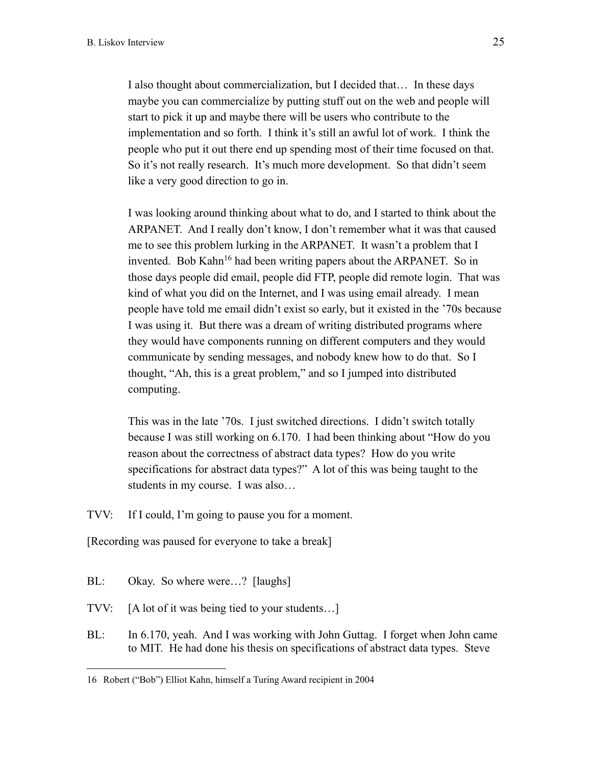I also thought about commercialization, but I decided that… In these days maybe you can commercialize by putting stuff out on the web and people will start to pick it up and maybe there will be users who contribute to the implementation and so forth. I think it's still an awful lot of work. I think the people who put it out there end up spending most of their time focused on that. So it's not really research. It's much more development. So that didn't seem like a very good direction to go in.

I was looking around thinking about what to do, and I started to think about the ARPANET. And I really don't know, I don't remember what it was that caused me to see this problem lurking in the ARPANET. It wasn't a problem that I invented. Bob Kahn[16] had been writing papers about the ARPANET. So in those days people did email, people did FTP, people did remote login. That was kind of what you did on the Internet, and I was using email already. I mean people have told me email didn't exist so early, but it existed in the '70s because I was using it. But there was a dream of writing distributed programs where they would have components running on different computers and they would communicate by sending messages, and nobody knew how to do that. So I thought, "Ah, this is a great problem," and so I jumped into distributed computing.

This was in the late '70s. I just switched directions. I didn't switch totally because I was still working on 6.170. I had been thinking about "How do you reason about the correctness of abstract data types? How do you write specifications for abstract data types?" A lot of this was being taught to the students in my course. I was also…

TVV: If I could, I'm going to pause you for a moment.

[Recording was paused for everyone to take a break]

BL: Okay. So where were…? [laughs]

TVV: [A lot of it was being tied to your students…]

BL: In 6.170, yeah. And I was working with John Guttag. I forget when John came to MIT. He had done his thesis on specifications of abstract data types. Steve

---

16 Robert ("Bob") Elliot Kahn, himself a Turing Award recipient in 2004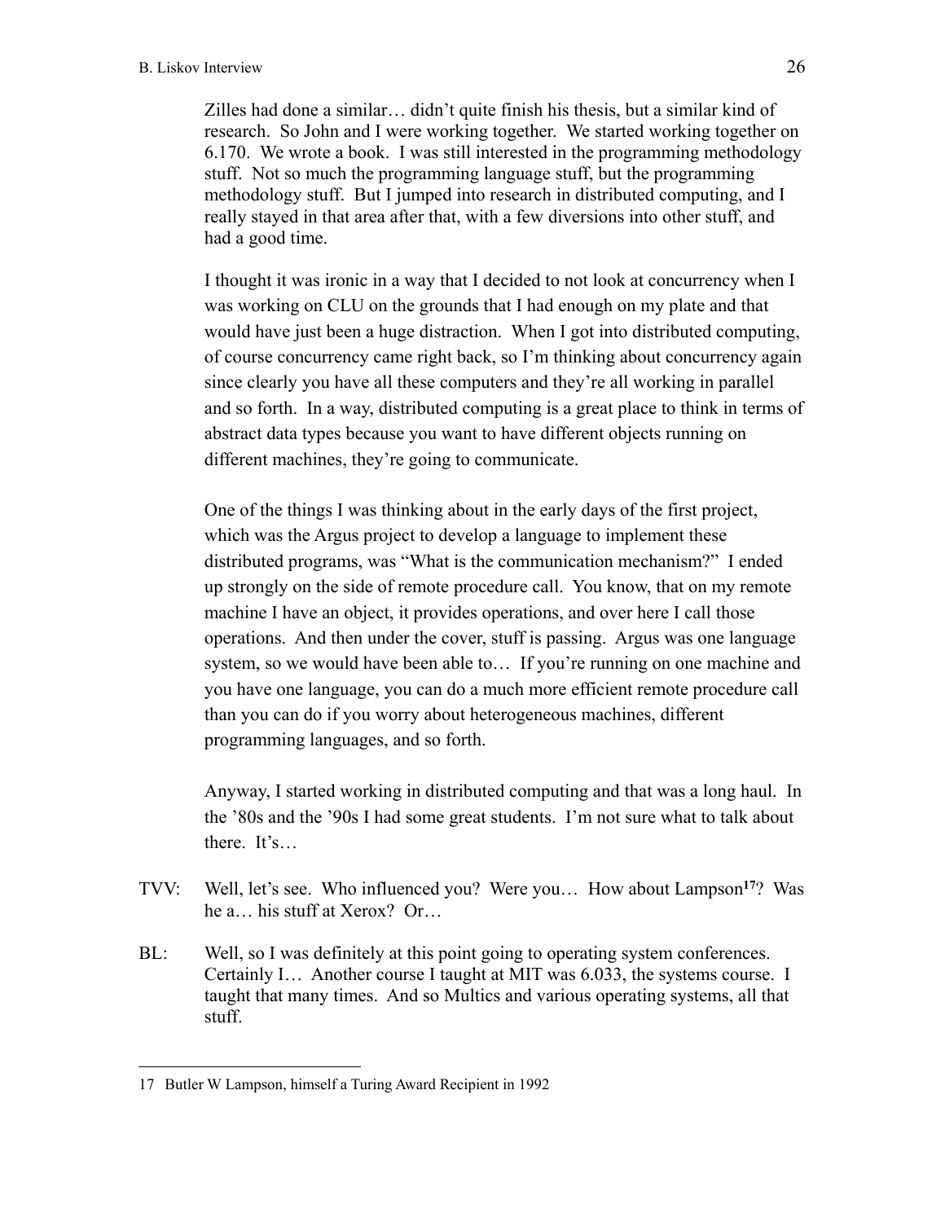Zilles had done a similar… didn't quite finish his thesis, but a similar kind of research. So John and I were working together. We started working together on 6.170. We wrote a book. I was still interested in the programming methodology stuff. Not so much the programming language stuff, but the programming methodology stuff. But I jumped into research in distributed computing, and I really stayed in that area after that, with a few diversions into other stuff, and had a good time.

I thought it was ironic in a way that I decided to not look at concurrency when I was working on CLU on the grounds that I had enough on my plate and that would have just been a huge distraction. When I got into distributed computing, of course concurrency came right back, so I'm thinking about concurrency again since clearly you have all these computers and they're all working in parallel and so forth. In a way, distributed computing is a great place to think in terms of abstract data types because you want to have different objects running on different machines, they're going to communicate.

One of the things I was thinking about in the early days of the first project, which was the Argus project to develop a language to implement these distributed programs, was "What is the communication mechanism?" I ended up strongly on the side of remote procedure call. You know, that on my remote machine I have an object, it provides operations, and over here I call those operations. And then under the cover, stuff is passing. Argus was one language system, so we would have been able to… If you're running on one machine and you have one language, you can do a much more efficient remote procedure call than you can do if you worry about heterogeneous machines, different programming languages, and so forth.

Anyway, I started working in distributed computing and that was a long haul. In the '80s and the '90s I had some great students. I'm not sure what to talk about there. It's…

TVV: Well, let's see. Who influenced you? Were you… How about Lampson[17]? Was he a… his stuff at Xerox? Or…

BL: Well, so I was definitely at this point going to operating system conferences. Certainly I… Another course I taught at MIT was 6.033, the systems course. I taught that many times. And so Multics and various operating systems, all that stuff.

---

17 Butler W Lampson, himself a Turing Award Recipient in 1992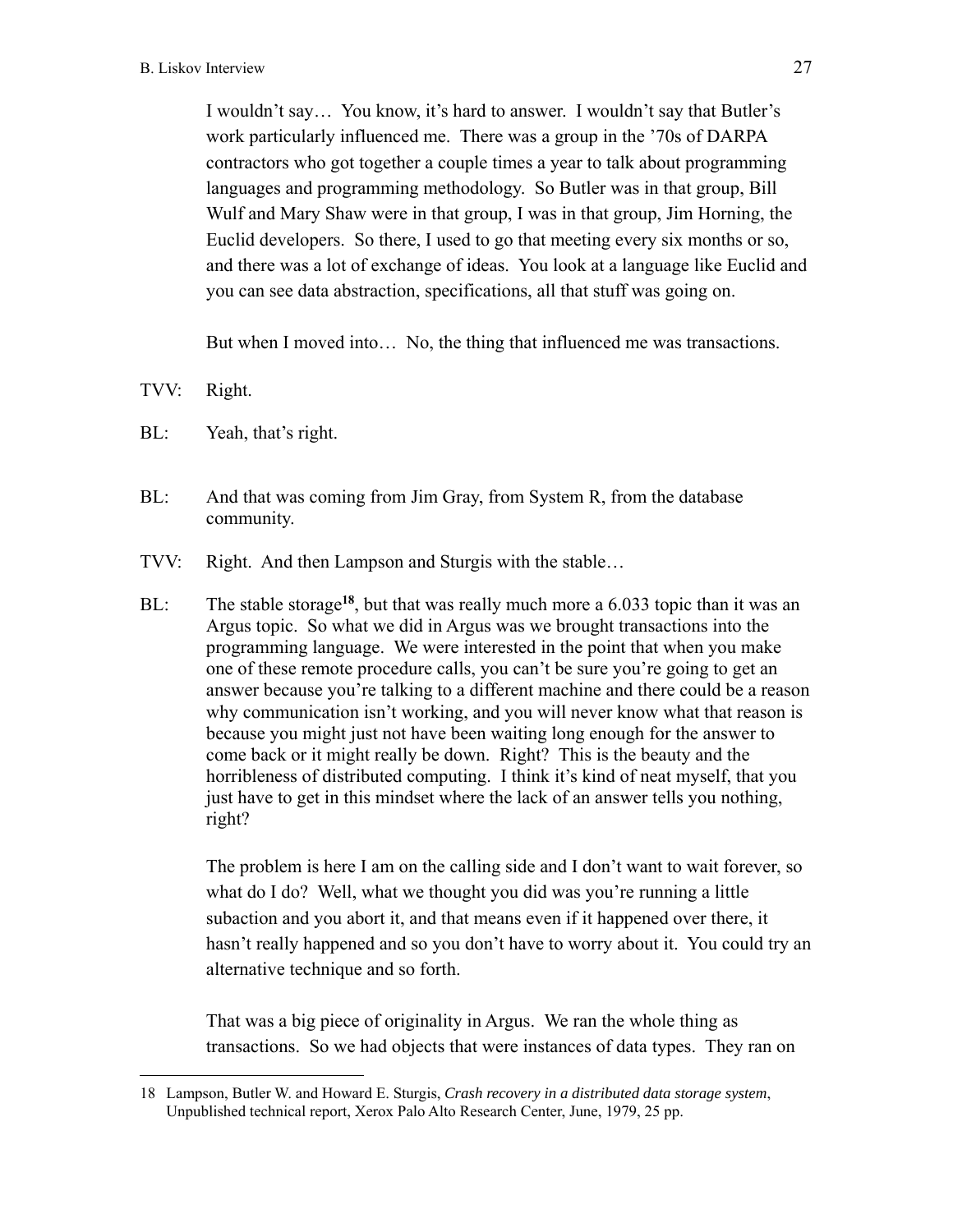I wouldn't say… You know, it's hard to answer. I wouldn't say that Butler's work particularly influenced me. There was a group in the '70s of DARPA contractors who got together a couple times a year to talk about programming languages and programming methodology. So Butler was in that group, Bill Wulf and Mary Shaw were in that group, I was in that group, Jim Horning, the Euclid developers. So there, I used to go that meeting every six months or so, and there was a lot of exchange of ideas. You look at a language like Euclid and you can see data abstraction, specifications, all that stuff was going on.

But when I moved into… No, the thing that influenced me was transactions.

TVV: Right.

BL: Yeah, that's right.

BL: And that was coming from Jim Gray, from System R, from the database community.

TVV: Right. And then Lampson and Sturgis with the stable…

BL: The stable storage[18], but that was really much more a 6.033 topic than it was an Argus topic. So what we did in Argus was we brought transactions into the programming language. We were interested in the point that when you make one of these remote procedure calls, you can't be sure you're going to get an answer because you're talking to a different machine and there could be a reason why communication isn't working, and you will never know what that reason is because you might just not have been waiting long enough for the answer to come back or it might really be down. Right? This is the beauty and the horribleness of distributed computing. I think it's kind of neat myself, that you just have to get in this mindset where the lack of an answer tells you nothing, right?

The problem is here I am on the calling side and I don't want to wait forever, so what do I do? Well, what we thought you did was you're running a little subaction and you abort it, and that means even if it happened over there, it hasn't really happened and so you don't have to worry about it. You could try an alternative technique and so forth.

That was a big piece of originality in Argus. We ran the whole thing as transactions. So we had objects that were instances of data types. They ran on

---

18 Lampson, Butler W. and Howard E. Sturgis, *Crash recovery in a distributed data storage system*, Unpublished technical report, Xerox Palo Alto Research Center, June, 1979, 25 pp.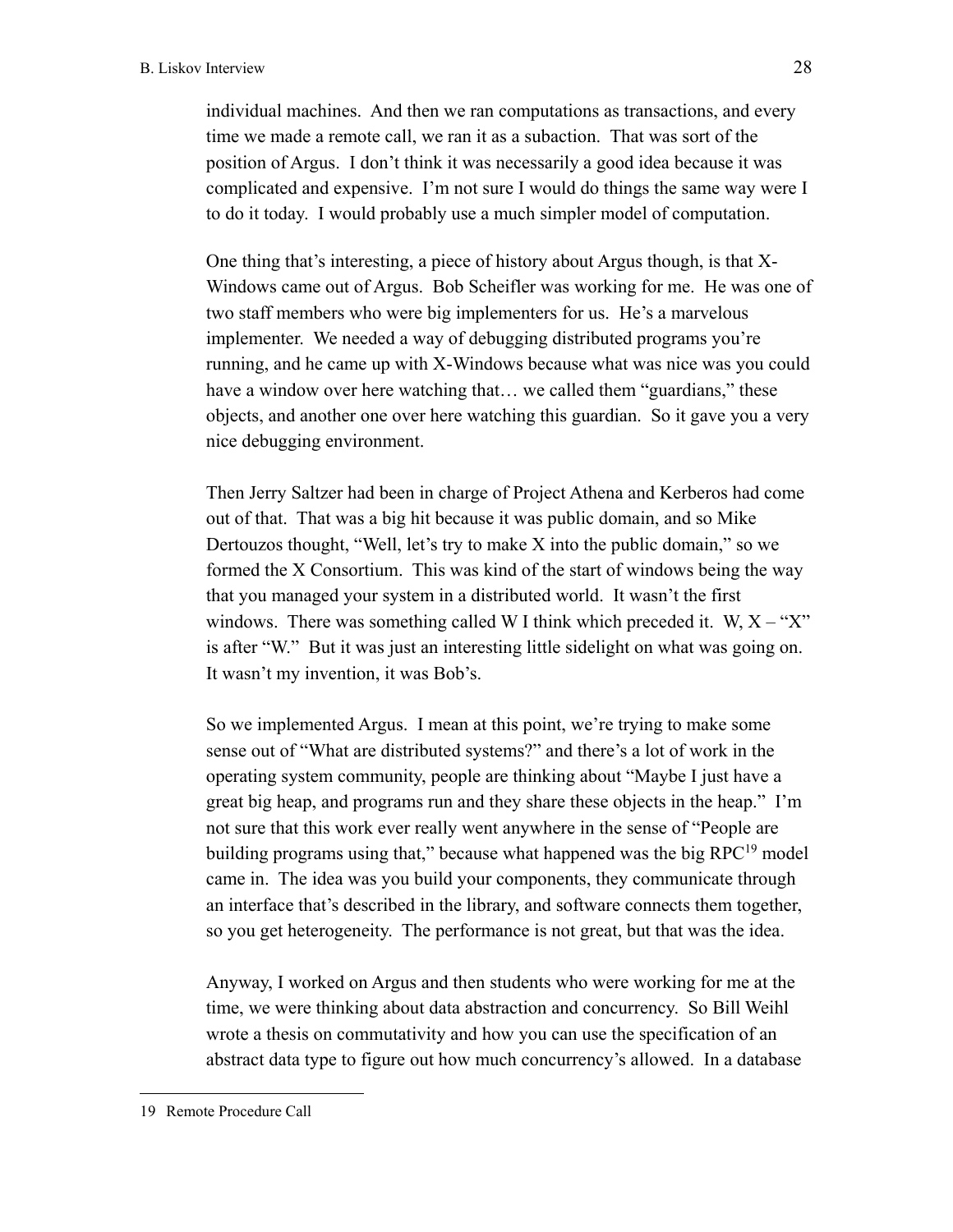individual machines. And then we ran computations as transactions, and every time we made a remote call, we ran it as a subaction. That was sort of the position of Argus. I don't think it was necessarily a good idea because it was complicated and expensive. I'm not sure I would do things the same way were I to do it today. I would probably use a much simpler model of computation.

One thing that's interesting, a piece of history about Argus though, is that X-Windows came out of Argus. Bob Scheifler was working for me. He was one of two staff members who were big implementers for us. He's a marvelous implementer. We needed a way of debugging distributed programs you're running, and he came up with X-Windows because what was nice was you could have a window over here watching that… we called them "guardians," these objects, and another one over here watching this guardian. So it gave you a very nice debugging environment.

Then Jerry Saltzer had been in charge of Project Athena and Kerberos had come out of that. That was a big hit because it was public domain, and so Mike Dertouzos thought, "Well, let's try to make X into the public domain," so we formed the X Consortium. This was kind of the start of windows being the way that you managed your system in a distributed world. It wasn't the first windows. There was something called W I think which preceded it. W, X – "X" is after "W." But it was just an interesting little sidelight on what was going on. It wasn't my invention, it was Bob's.

So we implemented Argus. I mean at this point, we're trying to make some sense out of "What are distributed systems?" and there's a lot of work in the operating system community, people are thinking about "Maybe I just have a great big heap, and programs run and they share these objects in the heap." I'm not sure that this work ever really went anywhere in the sense of "People are building programs using that," because what happened was the big RPC[19] model came in. The idea was you build your components, they communicate through an interface that's described in the library, and software connects them together, so you get heterogeneity. The performance is not great, but that was the idea.

Anyway, I worked on Argus and then students who were working for me at the time, we were thinking about data abstraction and concurrency. So Bill Weihl wrote a thesis on commutativity and how you can use the specification of an abstract data type to figure out how much concurrency's allowed. In a database

---

19 Remote Procedure Call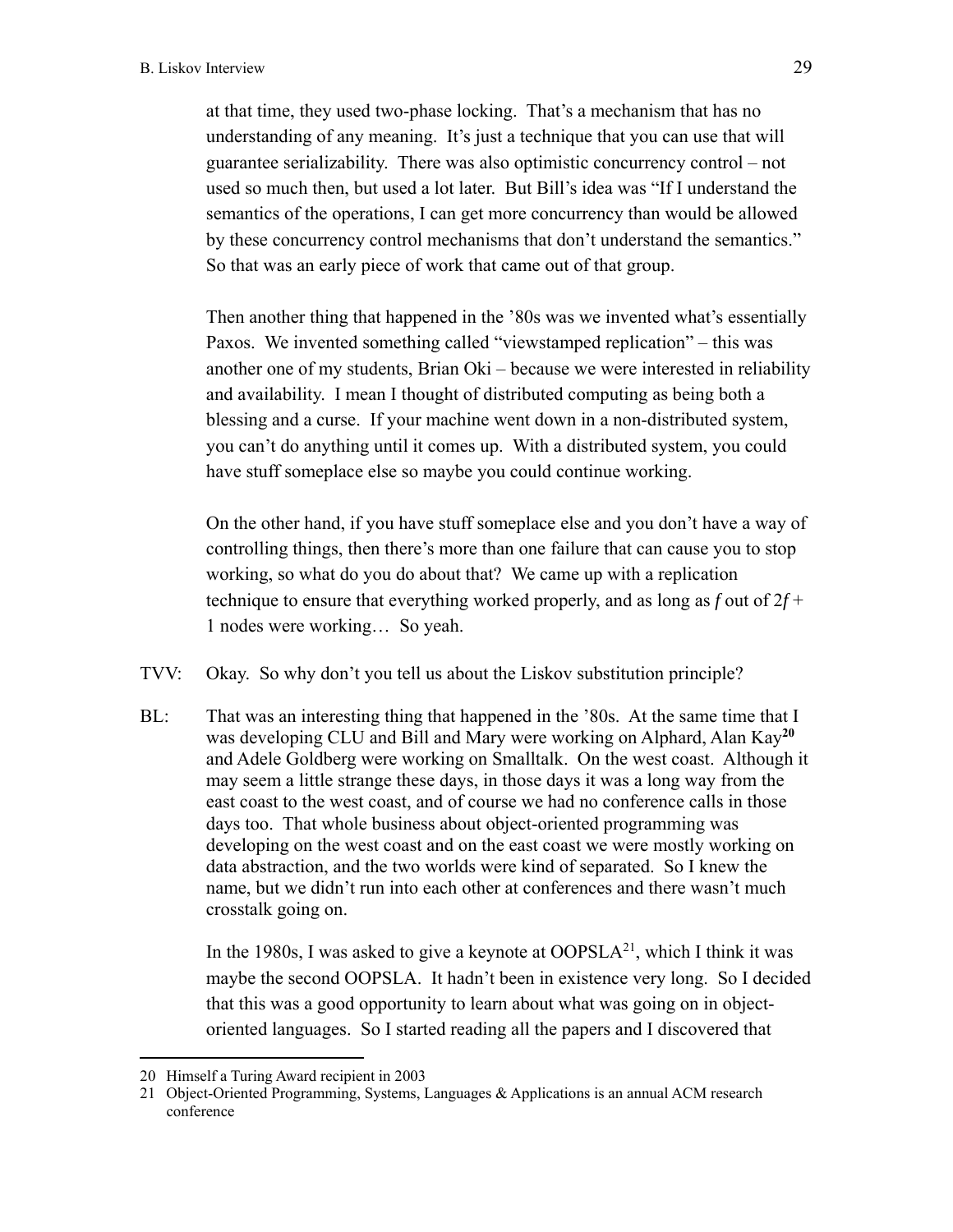at that time, they used two-phase locking. That's a mechanism that has no understanding of any meaning. It's just a technique that you can use that will guarantee serializability. There was also optimistic concurrency control – not used so much then, but used a lot later. But Bill's idea was "If I understand the semantics of the operations, I can get more concurrency than would be allowed by these concurrency control mechanisms that don't understand the semantics." So that was an early piece of work that came out of that group.

Then another thing that happened in the '80s was we invented what's essentially Paxos. We invented something called "viewstamped replication" – this was another one of my students, Brian Oki – because we were interested in reliability and availability. I mean I thought of distributed computing as being both a blessing and a curse. If your machine went down in a non-distributed system, you can't do anything until it comes up. With a distributed system, you could have stuff someplace else so maybe you could continue working.

On the other hand, if you have stuff someplace else and you don't have a way of controlling things, then there's more than one failure that can cause you to stop working, so what do you do about that? We came up with a replication technique to ensure that everything worked properly, and as long as $f$ out of $2f + 1$ nodes were working… So yeah.

TVV: Okay. So why don't you tell us about the Liskov substitution principle?

BL: That was an interesting thing that happened in the '80s. At the same time that I was developing CLU and Bill and Mary were working on Alphard, Alan Kay[20] and Adele Goldberg were working on Smalltalk. On the west coast. Although it may seem a little strange these days, in those days it was a long way from the east coast to the west coast, and of course we had no conference calls in those days too. That whole business about object-oriented programming was developing on the west coast and on the east coast we were mostly working on data abstraction, and the two worlds were kind of separated. So I knew the name, but we didn't run into each other at conferences and there wasn't much crosstalk going on.

In the 1980s, I was asked to give a keynote at OOPSLA[21], which I think it was maybe the second OOPSLA. It hadn't been in existence very long. So I decided that this was a good opportunity to learn about what was going on in object-oriented languages. So I started reading all the papers and I discovered that

---

20 Himself a Turing Award recipient in 2003

21 Object-Oriented Programming, Systems, Languages & Applications is an annual ACM research conference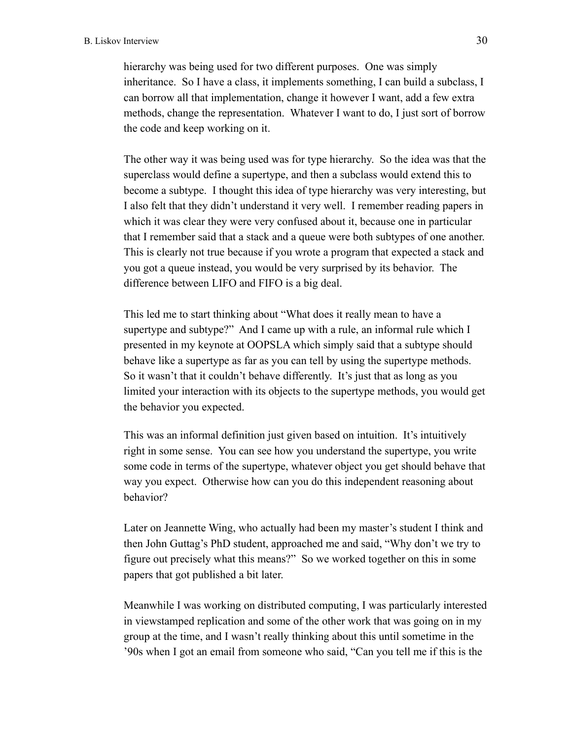hierarchy was being used for two different purposes. One was simply inheritance. So I have a class, it implements something, I can build a subclass, I can borrow all that implementation, change it however I want, add a few extra methods, change the representation. Whatever I want to do, I just sort of borrow the code and keep working on it.

The other way it was being used was for type hierarchy. So the idea was that the superclass would define a supertype, and then a subclass would extend this to become a subtype. I thought this idea of type hierarchy was very interesting, but I also felt that they didn't understand it very well. I remember reading papers in which it was clear they were very confused about it, because one in particular that I remember said that a stack and a queue were both subtypes of one another. This is clearly not true because if you wrote a program that expected a stack and you got a queue instead, you would be very surprised by its behavior. The difference between LIFO and FIFO is a big deal.

This led me to start thinking about "What does it really mean to have a supertype and subtype?" And I came up with a rule, an informal rule which I presented in my keynote at OOPSLA which simply said that a subtype should behave like a supertype as far as you can tell by using the supertype methods. So it wasn't that it couldn't behave differently. It's just that as long as you limited your interaction with its objects to the supertype methods, you would get the behavior you expected.

This was an informal definition just given based on intuition. It's intuitively right in some sense. You can see how you understand the supertype, you write some code in terms of the supertype, whatever object you get should behave that way you expect. Otherwise how can you do this independent reasoning about behavior?

Later on Jeannette Wing, who actually had been my master's student I think and then John Guttag's PhD student, approached me and said, "Why don't we try to figure out precisely what this means?" So we worked together on this in some papers that got published a bit later.

Meanwhile I was working on distributed computing, I was particularly interested in viewstamped replication and some of the other work that was going on in my group at the time, and I wasn't really thinking about this until sometime in the '90s when I got an email from someone who said, "Can you tell me if this is the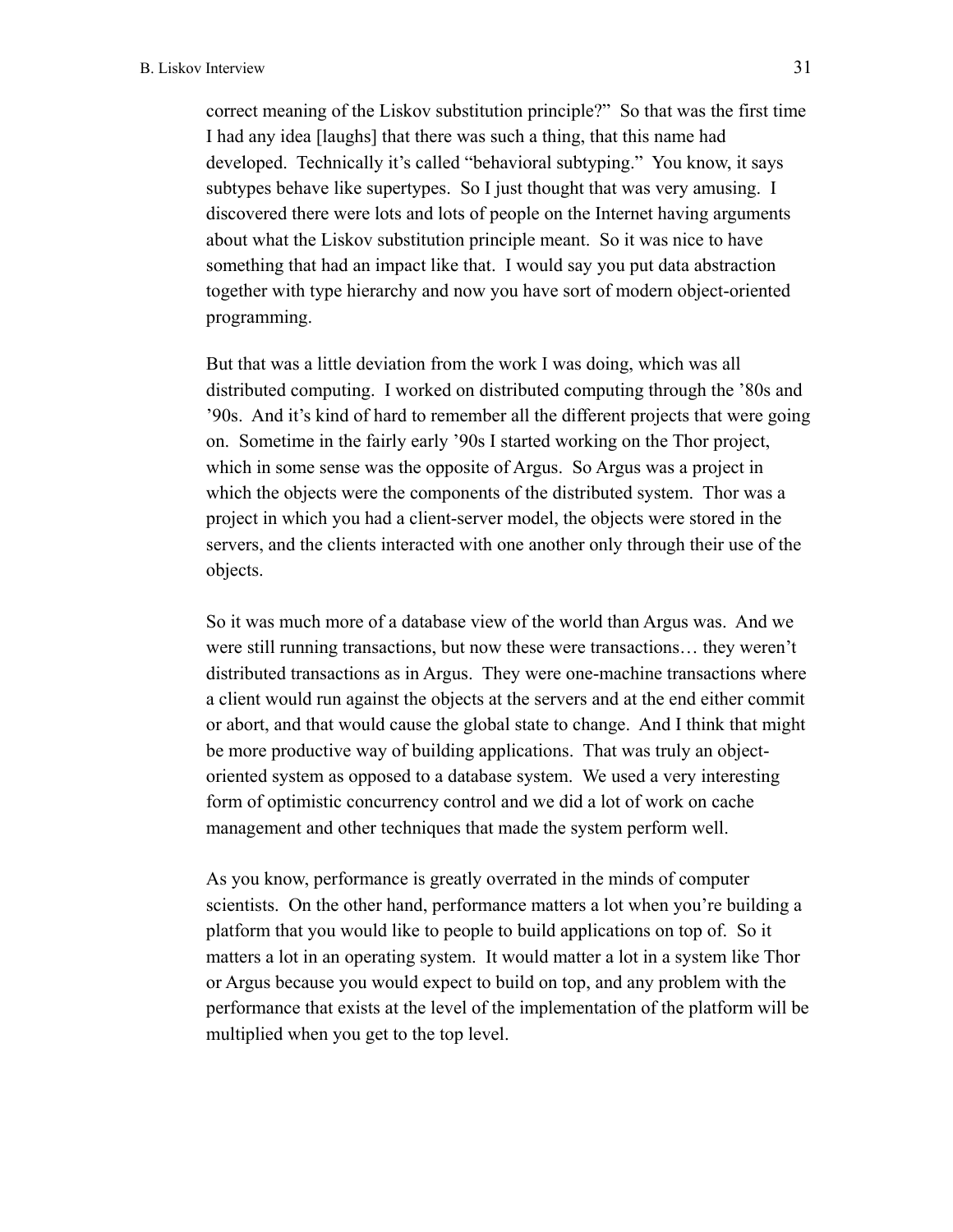correct meaning of the Liskov substitution principle?" So that was the first time I had any idea [laughs] that there was such a thing, that this name had developed. Technically it's called "behavioral subtyping." You know, it says subtypes behave like supertypes. So I just thought that was very amusing. I discovered there were lots and lots of people on the Internet having arguments about what the Liskov substitution principle meant. So it was nice to have something that had an impact like that. I would say you put data abstraction together with type hierarchy and now you have sort of modern object-oriented programming.

But that was a little deviation from the work I was doing, which was all distributed computing. I worked on distributed computing through the '80s and '90s. And it's kind of hard to remember all the different projects that were going on. Sometime in the fairly early '90s I started working on the Thor project, which in some sense was the opposite of Argus. So Argus was a project in which the objects were the components of the distributed system. Thor was a project in which you had a client-server model, the objects were stored in the servers, and the clients interacted with one another only through their use of the objects.

So it was much more of a database view of the world than Argus was. And we were still running transactions, but now these were transactions… they weren't distributed transactions as in Argus. They were one-machine transactions where a client would run against the objects at the servers and at the end either commit or abort, and that would cause the global state to change. And I think that might be more productive way of building applications. That was truly an object-oriented system as opposed to a database system. We used a very interesting form of optimistic concurrency control and we did a lot of work on cache management and other techniques that made the system perform well.

As you know, performance is greatly overrated in the minds of computer scientists. On the other hand, performance matters a lot when you're building a platform that you would like to people to build applications on top of. So it matters a lot in an operating system. It would matter a lot in a system like Thor or Argus because you would expect to build on top, and any problem with the performance that exists at the level of the implementation of the platform will be multiplied when you get to the top level.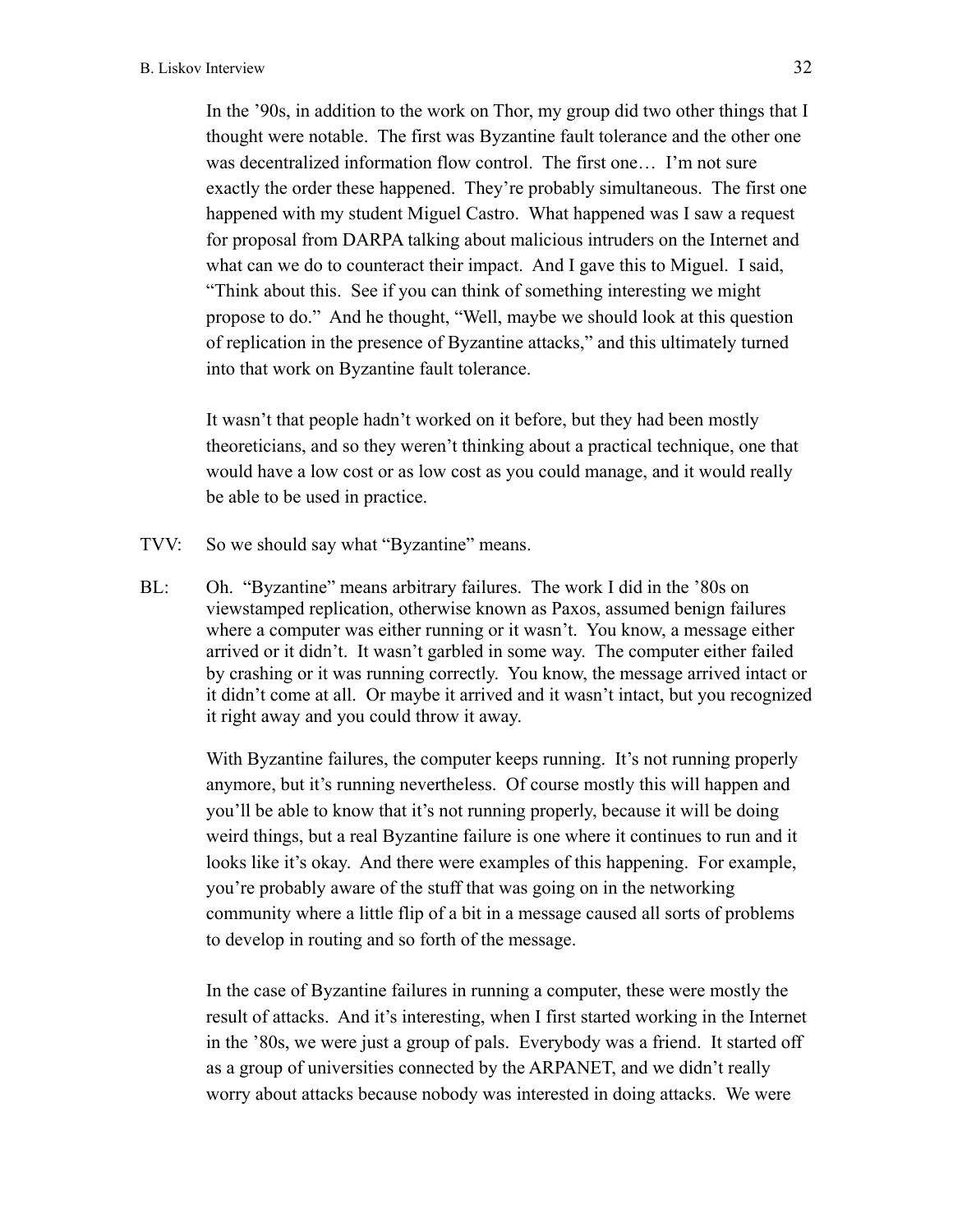In the ’90s, in addition to the work on Thor, my group did two other things that I thought were notable. The first was Byzantine fault tolerance and the other one was decentralized information flow control. The first one… I’m not sure exactly the order these happened. They’re probably simultaneous. The first one happened with my student Miguel Castro. What happened was I saw a request for proposal from DARPA talking about malicious intruders on the Internet and what can we do to counteract their impact. And I gave this to Miguel. I said, “Think about this. See if you can think of something interesting we might propose to do.” And he thought, “Well, maybe we should look at this question of replication in the presence of Byzantine attacks,” and this ultimately turned into that work on Byzantine fault tolerance.

It wasn’t that people hadn’t worked on it before, but they had been mostly theoreticians, and so they weren’t thinking about a practical technique, one that would have a low cost or as low cost as you could manage, and it would really be able to be used in practice.

TVV: So we should say what “Byzantine” means.

BL: Oh. “Byzantine” means arbitrary failures. The work I did in the ’80s on viewstamped replication, otherwise known as Paxos, assumed benign failures where a computer was either running or it wasn’t. You know, a message either arrived or it didn’t. It wasn’t garbled in some way. The computer either failed by crashing or it was running correctly. You know, the message arrived intact or it didn’t come at all. Or maybe it arrived and it wasn’t intact, but you recognized it right away and you could throw it away.

With Byzantine failures, the computer keeps running. It’s not running properly anymore, but it’s running nevertheless. Of course mostly this will happen and you’ll be able to know that it’s not running properly, because it will be doing weird things, but a real Byzantine failure is one where it continues to run and it looks like it’s okay. And there were examples of this happening. For example, you’re probably aware of the stuff that was going on in the networking community where a little flip of a bit in a message caused all sorts of problems to develop in routing and so forth of the message.

In the case of Byzantine failures in running a computer, these were mostly the result of attacks. And it’s interesting, when I first started working in the Internet in the ’80s, we were just a group of pals. Everybody was a friend. It started off as a group of universities connected by the ARPANET, and we didn’t really worry about attacks because nobody was interested in doing attacks. We were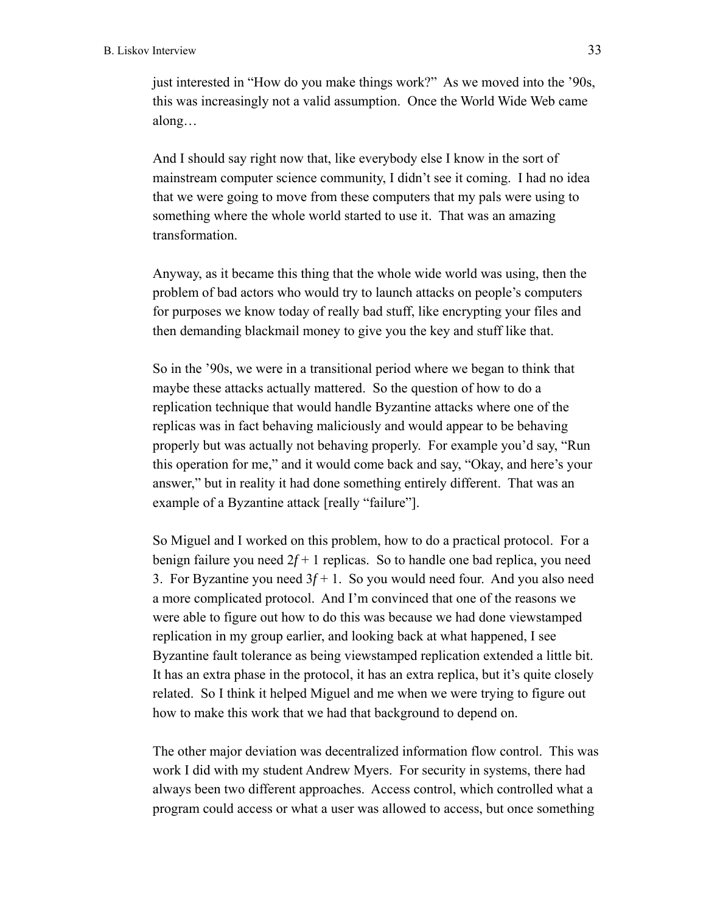just interested in "How do you make things work?" As we moved into the '90s, this was increasingly not a valid assumption. Once the World Wide Web came along…

And I should say right now that, like everybody else I know in the sort of mainstream computer science community, I didn't see it coming. I had no idea that we were going to move from these computers that my pals were using to something where the whole world started to use it. That was an amazing transformation.

Anyway, as it became this thing that the whole wide world was using, then the problem of bad actors who would try to launch attacks on people's computers for purposes we know today of really bad stuff, like encrypting your files and then demanding blackmail money to give you the key and stuff like that.

So in the '90s, we were in a transitional period where we began to think that maybe these attacks actually mattered. So the question of how to do a replication technique that would handle Byzantine attacks where one of the replicas was in fact behaving maliciously and would appear to be behaving properly but was actually not behaving properly. For example you'd say, "Run this operation for me," and it would come back and say, "Okay, and here's your answer," but in reality it had done something entirely different. That was an example of a Byzantine attack [really "failure"].

So Miguel and I worked on this problem, how to do a practical protocol. For a benign failure you need $2f + 1$ replicas. So to handle one bad replica, you need 3. For Byzantine you need $3f + 1$. So you would need four. And you also need a more complicated protocol. And I'm convinced that one of the reasons we were able to figure out how to do this was because we had done viewstamped replication in my group earlier, and looking back at what happened, I see Byzantine fault tolerance as being viewstamped replication extended a little bit. It has an extra phase in the protocol, it has an extra replica, but it's quite closely related. So I think it helped Miguel and me when we were trying to figure out how to make this work that we had that background to depend on.

The other major deviation was decentralized information flow control. This was work I did with my student Andrew Myers. For security in systems, there had always been two different approaches. Access control, which controlled what a program could access or what a user was allowed to access, but once something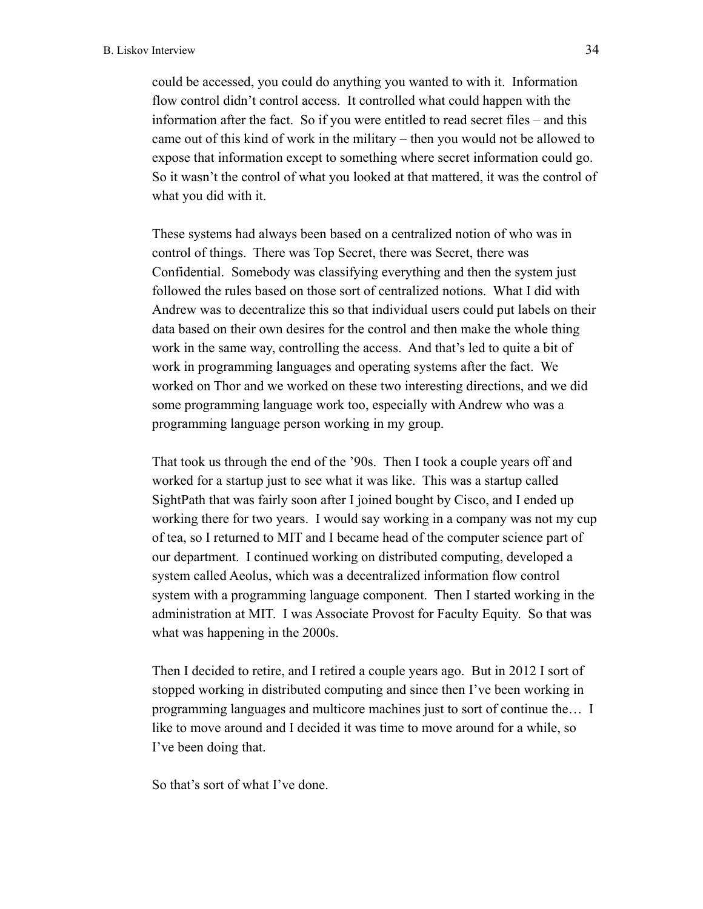could be accessed, you could do anything you wanted to with it. Information flow control didn't control access. It controlled what could happen with the information after the fact. So if you were entitled to read secret files – and this came out of this kind of work in the military – then you would not be allowed to expose that information except to something where secret information could go. So it wasn't the control of what you looked at that mattered, it was the control of what you did with it.

These systems had always been based on a centralized notion of who was in control of things. There was Top Secret, there was Secret, there was Confidential. Somebody was classifying everything and then the system just followed the rules based on those sort of centralized notions. What I did with Andrew was to decentralize this so that individual users could put labels on their data based on their own desires for the control and then make the whole thing work in the same way, controlling the access. And that's led to quite a bit of work in programming languages and operating systems after the fact. We worked on Thor and we worked on these two interesting directions, and we did some programming language work too, especially with Andrew who was a programming language person working in my group.

That took us through the end of the '90s. Then I took a couple years off and worked for a startup just to see what it was like. This was a startup called SightPath that was fairly soon after I joined bought by Cisco, and I ended up working there for two years. I would say working in a company was not my cup of tea, so I returned to MIT and I became head of the computer science part of our department. I continued working on distributed computing, developed a system called Aeolus, which was a decentralized information flow control system with a programming language component. Then I started working in the administration at MIT. I was Associate Provost for Faculty Equity. So that was what was happening in the 2000s.

Then I decided to retire, and I retired a couple years ago. But in 2012 I sort of stopped working in distributed computing and since then I've been working in programming languages and multicore machines just to sort of continue the… I like to move around and I decided it was time to move around for a while, so I've been doing that.

So that's sort of what I've done.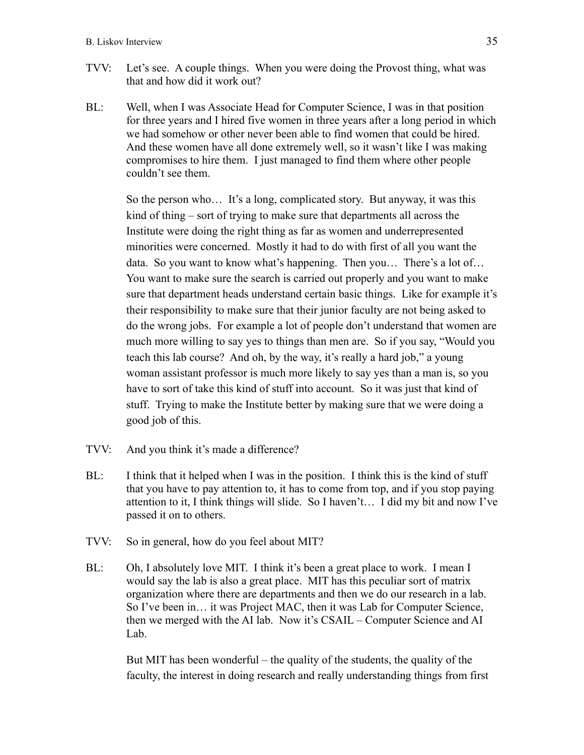TVV: Let's see. A couple things. When you were doing the Provost thing, what was that and how did it work out?

BL: Well, when I was Associate Head for Computer Science, I was in that position for three years and I hired five women in three years after a long period in which we had somehow or other never been able to find women that could be hired. And these women have all done extremely well, so it wasn't like I was making compromises to hire them. I just managed to find them where other people couldn't see them.

So the person who… It's a long, complicated story. But anyway, it was this kind of thing – sort of trying to make sure that departments all across the Institute were doing the right thing as far as women and underrepresented minorities were concerned. Mostly it had to do with first of all you want the data. So you want to know what's happening. Then you… There's a lot of… You want to make sure the search is carried out properly and you want to make sure that department heads understand certain basic things. Like for example it's their responsibility to make sure that their junior faculty are not being asked to do the wrong jobs. For example a lot of people don't understand that women are much more willing to say yes to things than men are. So if you say, "Would you teach this lab course? And oh, by the way, it's really a hard job," a young woman assistant professor is much more likely to say yes than a man is, so you have to sort of take this kind of stuff into account. So it was just that kind of stuff. Trying to make the Institute better by making sure that we were doing a good job of this.

TVV: And you think it's made a difference?

BL: I think that it helped when I was in the position. I think this is the kind of stuff that you have to pay attention to, it has to come from top, and if you stop paying attention to it, I think things will slide. So I haven't… I did my bit and now I've passed it on to others.

TVV: So in general, how do you feel about MIT?

BL: Oh, I absolutely love MIT. I think it's been a great place to work. I mean I would say the lab is also a great place. MIT has this peculiar sort of matrix organization where there are departments and then we do our research in a lab. So I've been in… it was Project MAC, then it was Lab for Computer Science, then we merged with the AI lab. Now it's CSAIL – Computer Science and AI Lab.

But MIT has been wonderful – the quality of the students, the quality of the faculty, the interest in doing research and really understanding things from first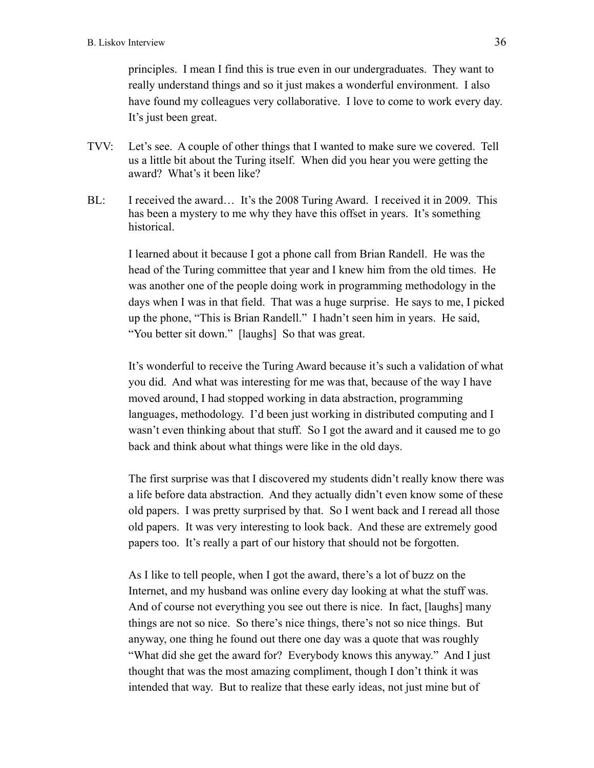principles. I mean I find this is true even in our undergraduates. They want to really understand things and so it just makes a wonderful environment. I also have found my colleagues very collaborative. I love to come to work every day. It's just been great.

TVV: Let's see. A couple of other things that I wanted to make sure we covered. Tell us a little bit about the Turing itself. When did you hear you were getting the award? What's it been like?

BL: I received the award… It's the 2008 Turing Award. I received it in 2009. This has been a mystery to me why they have this offset in years. It's something historical.

I learned about it because I got a phone call from Brian Randell. He was the head of the Turing committee that year and I knew him from the old times. He was another one of the people doing work in programming methodology in the days when I was in that field. That was a huge surprise. He says to me, I picked up the phone, "This is Brian Randell." I hadn't seen him in years. He said, "You better sit down." [laughs] So that was great.

It's wonderful to receive the Turing Award because it's such a validation of what you did. And what was interesting for me was that, because of the way I have moved around, I had stopped working in data abstraction, programming languages, methodology. I'd been just working in distributed computing and I wasn't even thinking about that stuff. So I got the award and it caused me to go back and think about what things were like in the old days.

The first surprise was that I discovered my students didn't really know there was a life before data abstraction. And they actually didn't even know some of these old papers. I was pretty surprised by that. So I went back and I reread all those old papers. It was very interesting to look back. And these are extremely good papers too. It's really a part of our history that should not be forgotten.

As I like to tell people, when I got the award, there's a lot of buzz on the Internet, and my husband was online every day looking at what the stuff was. And of course not everything you see out there is nice. In fact, [laughs] many things are not so nice. So there's nice things, there's not so nice things. But anyway, one thing he found out there one day was a quote that was roughly "What did she get the award for? Everybody knows this anyway." And I just thought that was the most amazing compliment, though I don't think it was intended that way. But to realize that these early ideas, not just mine but of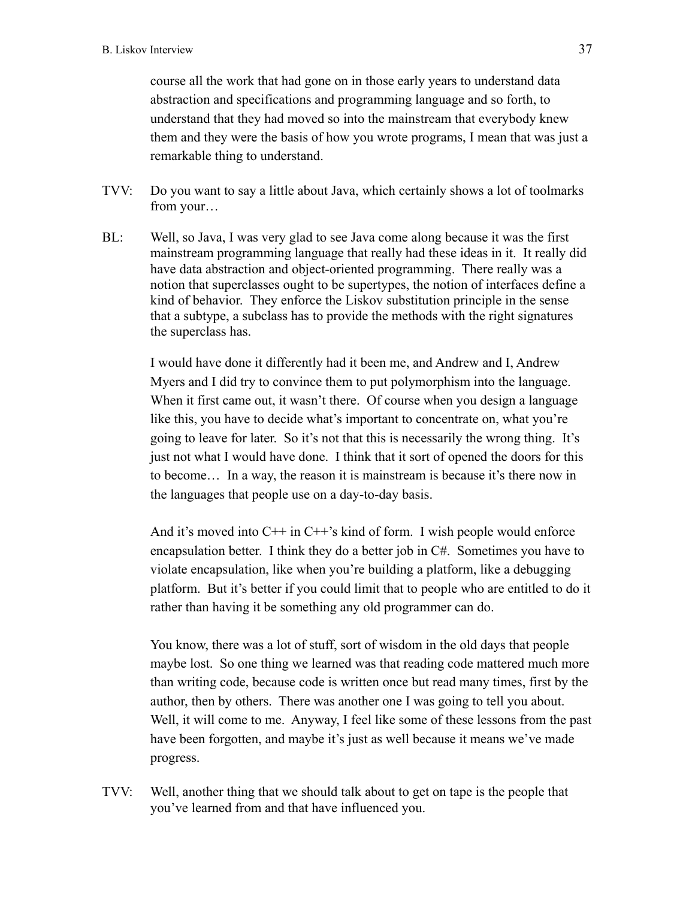course all the work that had gone on in those early years to understand data abstraction and specifications and programming language and so forth, to understand that they had moved so into the mainstream that everybody knew them and they were the basis of how you wrote programs, I mean that was just a remarkable thing to understand.

TVV: Do you want to say a little about Java, which certainly shows a lot of toolmarks from your…

BL: Well, so Java, I was very glad to see Java come along because it was the first mainstream programming language that really had these ideas in it. It really did have data abstraction and object-oriented programming. There really was a notion that superclasses ought to be supertypes, the notion of interfaces define a kind of behavior. They enforce the Liskov substitution principle in the sense that a subtype, a subclass has to provide the methods with the right signatures the superclass has.

I would have done it differently had it been me, and Andrew and I, Andrew Myers and I did try to convince them to put polymorphism into the language. When it first came out, it wasn't there. Of course when you design a language like this, you have to decide what's important to concentrate on, what you're going to leave for later. So it's not that this is necessarily the wrong thing. It's just not what I would have done. I think that it sort of opened the doors for this to become… In a way, the reason it is mainstream is because it's there now in the languages that people use on a day-to-day basis.

And it's moved into C++ in C++'s kind of form. I wish people would enforce encapsulation better. I think they do a better job in C#. Sometimes you have to violate encapsulation, like when you're building a platform, like a debugging platform. But it's better if you could limit that to people who are entitled to do it rather than having it be something any old programmer can do.

You know, there was a lot of stuff, sort of wisdom in the old days that people maybe lost. So one thing we learned was that reading code mattered much more than writing code, because code is written once but read many times, first by the author, then by others. There was another one I was going to tell you about. Well, it will come to me. Anyway, I feel like some of these lessons from the past have been forgotten, and maybe it's just as well because it means we've made progress.

TVV: Well, another thing that we should talk about to get on tape is the people that you've learned from and that have influenced you.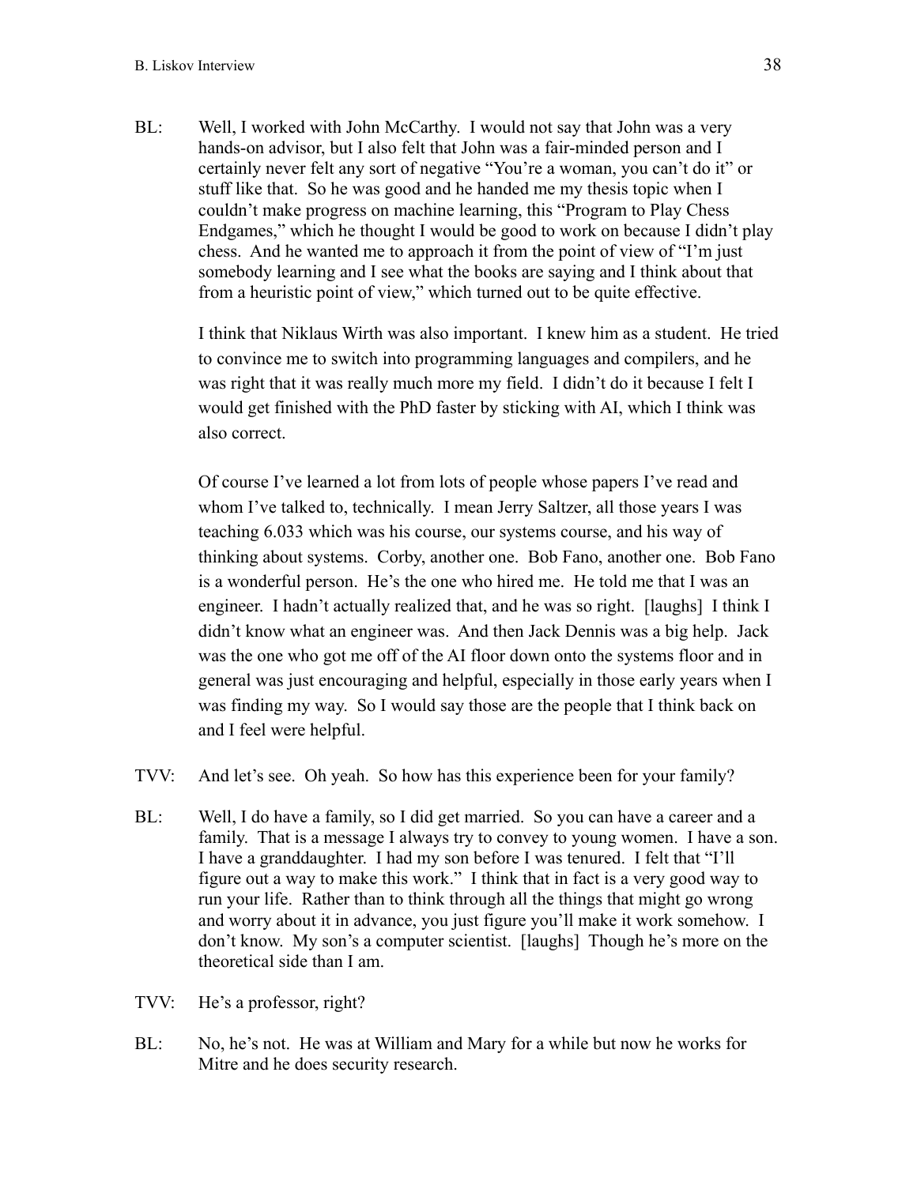BL: Well, I worked with John McCarthy. I would not say that John was a very hands-on advisor, but I also felt that John was a fair-minded person and I certainly never felt any sort of negative "You're a woman, you can't do it" or stuff like that. So he was good and he handed me my thesis topic when I couldn't make progress on machine learning, this "Program to Play Chess Endgames," which he thought I would be good to work on because I didn't play chess. And he wanted me to approach it from the point of view of "I'm just somebody learning and I see what the books are saying and I think about that from a heuristic point of view," which turned out to be quite effective.

I think that Niklaus Wirth was also important. I knew him as a student. He tried to convince me to switch into programming languages and compilers, and he was right that it was really much more my field. I didn't do it because I felt I would get finished with the PhD faster by sticking with AI, which I think was also correct.

Of course I've learned a lot from lots of people whose papers I've read and whom I've talked to, technically. I mean Jerry Saltzer, all those years I was teaching 6.033 which was his course, our systems course, and his way of thinking about systems. Corby, another one. Bob Fano, another one. Bob Fano is a wonderful person. He's the one who hired me. He told me that I was an engineer. I hadn't actually realized that, and he was so right. [laughs] I think I didn't know what an engineer was. And then Jack Dennis was a big help. Jack was the one who got me off of the AI floor down onto the systems floor and in general was just encouraging and helpful, especially in those early years when I was finding my way. So I would say those are the people that I think back on and I feel were helpful.

TVV: And let's see. Oh yeah. So how has this experience been for your family?

BL: Well, I do have a family, so I did get married. So you can have a career and a family. That is a message I always try to convey to young women. I have a son. I have a granddaughter. I had my son before I was tenured. I felt that "I'll figure out a way to make this work." I think that in fact is a very good way to run your life. Rather than to think through all the things that might go wrong and worry about it in advance, you just figure you'll make it work somehow. I don't know. My son's a computer scientist. [laughs] Though he's more on the theoretical side than I am.

TVV: He's a professor, right?

BL: No, he's not. He was at William and Mary for a while but now he works for Mitre and he does security research.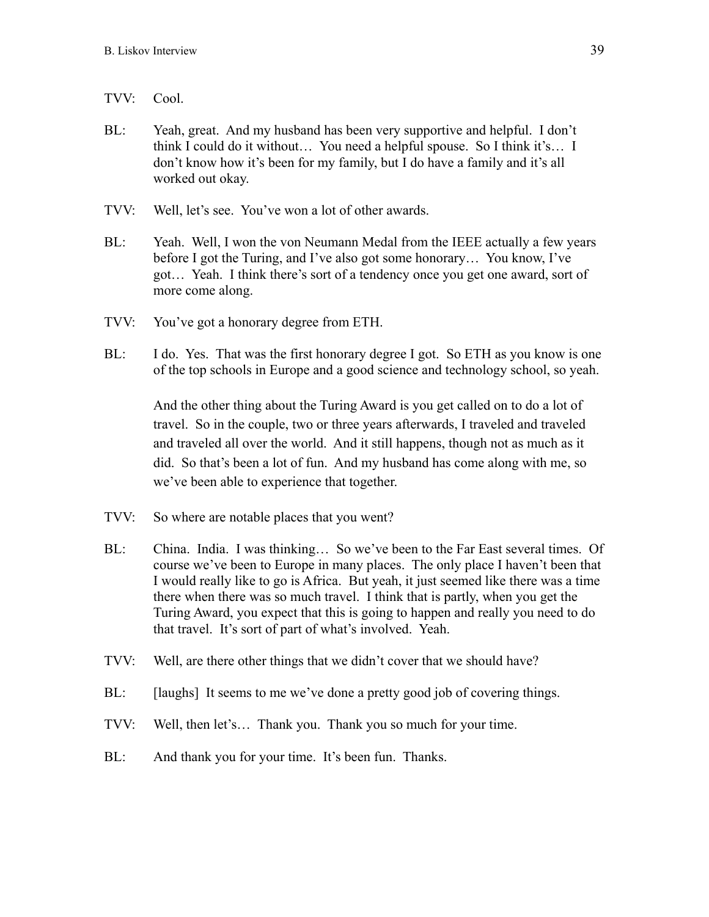TVV: Cool.

BL: Yeah, great. And my husband has been very supportive and helpful. I don't think I could do it without… You need a helpful spouse. So I think it's… I don't know how it's been for my family, but I do have a family and it's all worked out okay.

TVV: Well, let's see. You've won a lot of other awards.

BL: Yeah. Well, I won the von Neumann Medal from the IEEE actually a few years before I got the Turing, and I've also got some honorary… You know, I've got… Yeah. I think there's sort of a tendency once you get one award, sort of more come along.

TVV: You've got a honorary degree from ETH.

BL: I do. Yes. That was the first honorary degree I got. So ETH as you know is one of the top schools in Europe and a good science and technology school, so yeah.

And the other thing about the Turing Award is you get called on to do a lot of travel. So in the couple, two or three years afterwards, I traveled and traveled and traveled all over the world. And it still happens, though not as much as it did. So that's been a lot of fun. And my husband has come along with me, so we've been able to experience that together.

TVV: So where are notable places that you went?

BL: China. India. I was thinking… So we've been to the Far East several times. Of course we've been to Europe in many places. The only place I haven't been that I would really like to go is Africa. But yeah, it just seemed like there was a time there when there was so much travel. I think that is partly, when you get the Turing Award, you expect that this is going to happen and really you need to do that travel. It's sort of part of what's involved. Yeah.

TVV: Well, are there other things that we didn't cover that we should have?

BL: [laughs] It seems to me we've done a pretty good job of covering things.

TVV: Well, then let's… Thank you. Thank you so much for your time.

BL: And thank you for your time. It's been fun. Thanks.